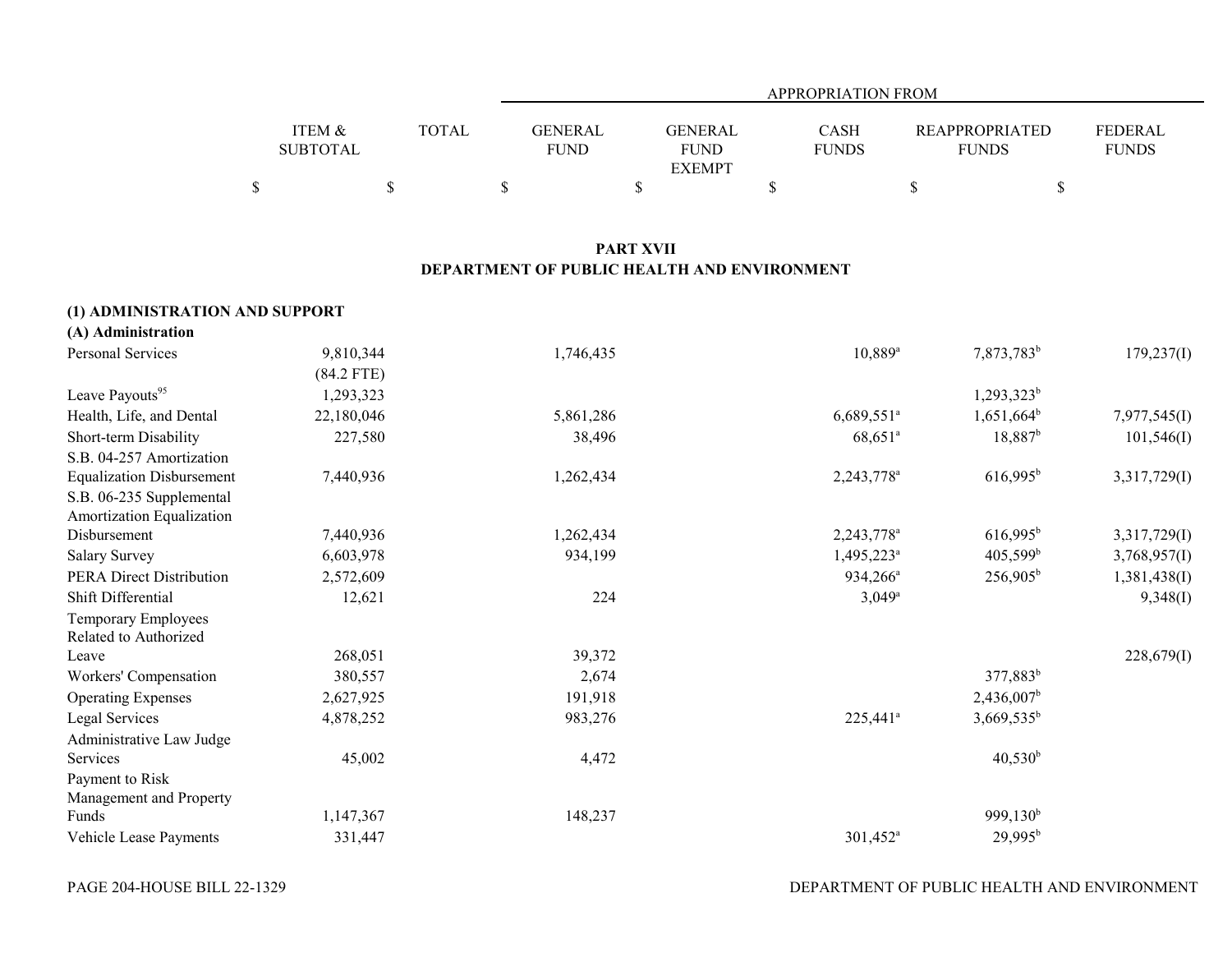| | ITEM & SUBTOTAL | TOTAL | APPROPRIATION FROM | | | | |
|---|---|---|---|---|---|---|---|
| | | | GENERAL FUND | GENERAL FUND EXEMPT | CASH FUNDS | REAPPROPRIATED FUNDS | FEDERAL FUNDS |
| | $ | $ | $ | $ | $ | $ | $ |

## PART XVII
## DEPARTMENT OF PUBLIC HEALTH AND ENVIRONMENT

### (1) ADMINISTRATION AND SUPPORT

#### (A) Administration

| | ITEM & SUBTOTAL | TOTAL | GENERAL FUND | GENERAL FUND EXEMPT | CASH FUNDS | REAPPROPRIATED FUNDS | FEDERAL FUNDS |
|---|---|---|---|---|---|---|---|
| Personal Services | 9,810,344 (84.2 FTE) | | 1,746,435 | | 10,889[a] | 7,873,783[b] | 179,237(I) |
| Leave Payouts[95] | 1,293,323 | | | | | 1,293,323[b] | |
| Health, Life, and Dental | 22,180,046 | | 5,861,286 | | 6,689,551[a] | 1,651,664[b] | 7,977,545(I) |
| Short-term Disability | 227,580 | | 38,496 | | 68,651[a] | 18,887[b] | 101,546(I) |
| S.B. 04-257 Amortization Equalization Disbursement | 7,440,936 | | 1,262,434 | | 2,243,778[a] | 616,995[b] | 3,317,729(I) |
| S.B. 06-235 Supplemental Amortization Equalization Disbursement | 7,440,936 | | 1,262,434 | | 2,243,778[a] | 616,995[b] | 3,317,729(I) |
| Salary Survey | 6,603,978 | | 934,199 | | 1,495,223[a] | 405,599[b] | 3,768,957(I) |
| PERA Direct Distribution | 2,572,609 | | | | 934,266[a] | 256,905[b] | 1,381,438(I) |
| Shift Differential | 12,621 | | 224 | | 3,049[a] | | 9,348(I) |
| Temporary Employees Related to Authorized Leave | 268,051 | | 39,372 | | | | 228,679(I) |
| Workers' Compensation | 380,557 | | 2,674 | | | 377,883[b] | |
| Operating Expenses | 2,627,925 | | 191,918 | | | 2,436,007[b] | |
| Legal Services | 4,878,252 | | 983,276 | | 225,441[a] | 3,669,535[b] | |
| Administrative Law Judge Services | 45,002 | | 4,472 | | | 40,530[b] | |
| Payment to Risk Management and Property Funds | 1,147,367 | | 148,237 | | | 999,130[b] | |
| Vehicle Lease Payments | 331,447 | | | | 301,452[a] | 29,995[b] | |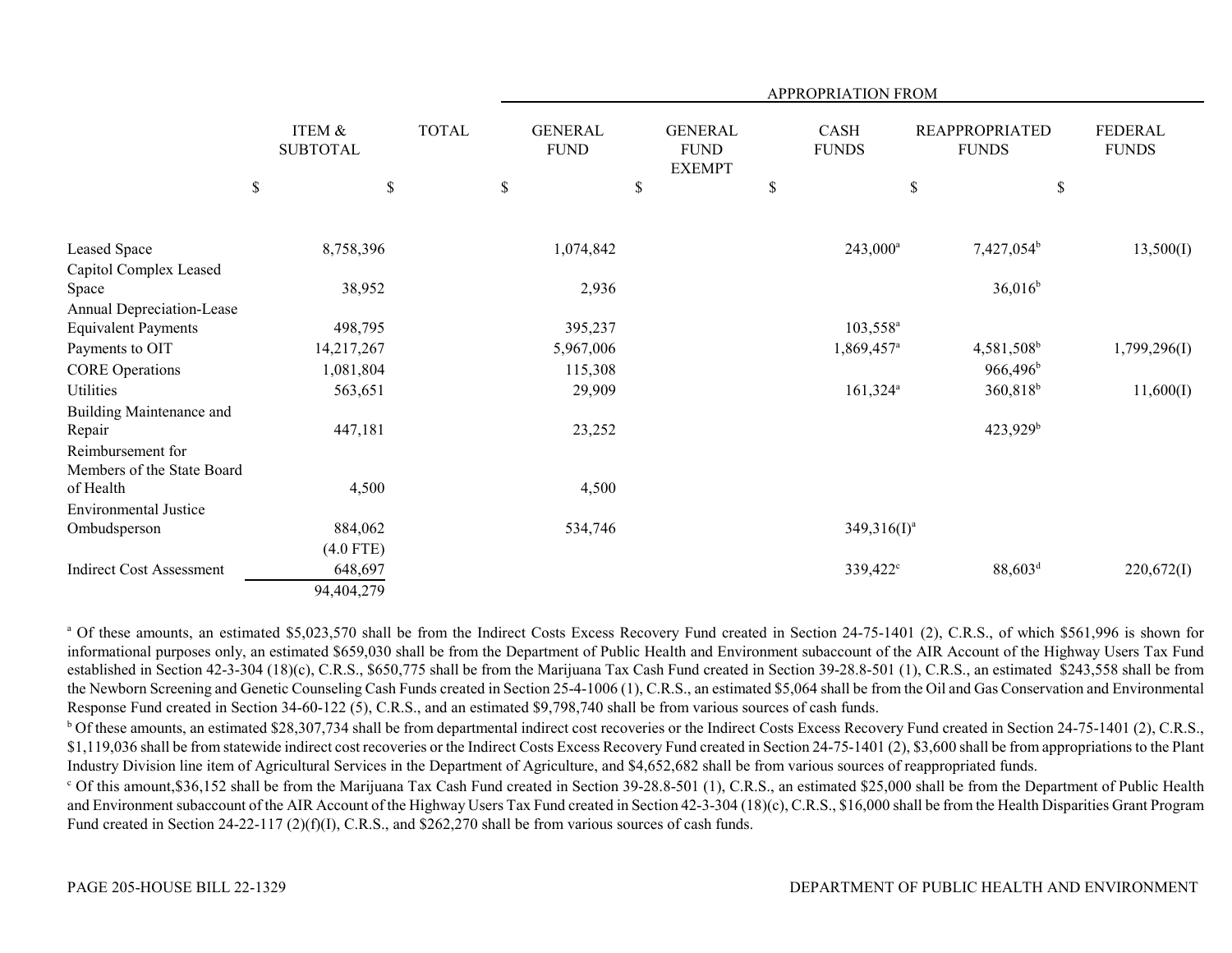| | ITEM & SUBTOTAL | TOTAL | APPROPRIATION FROM GENERAL FUND | GENERAL FUND EXEMPT | CASH FUNDS | REAPPROPRIATED FUNDS | FEDERAL FUNDS |
|---|---|---|---|---|---|---|---|
| | $ | $ | $ | $ | $ | $ | $ |
| Leased Space | 8,758,396 | | 1,074,842 | | 243,000[a] | 7,427,054[b] | 13,500(I) |
| Capitol Complex Leased Space | 38,952 | | 2,936 | | | 36,016[b] | |
| Annual Depreciation-Lease Equivalent Payments | 498,795 | | 395,237 | | 103,558[a] | | |
| Payments to OIT | 14,217,267 | | 5,967,006 | | 1,869,457[a] | 4,581,508[b] | 1,799,296(I) |
| CORE Operations | 1,081,804 | | 115,308 | | | 966,496[b] | |
| Utilities | 563,651 | | 29,909 | | 161,324[a] | 360,818[b] | 11,600(I) |
| Building Maintenance and Repair | 447,181 | | 23,252 | | | 423,929[b] | |
| Reimbursement for Members of the State Board of Health | 4,500 | | 4,500 | | | | |
| Environmental Justice Ombudsperson | 884,062 (4.0 FTE) | | 534,746 | | 349,316(I)[a] | | |
| Indirect Cost Assessment | 648,697 | | | | 339,422[c] | 88,603[d] | 220,672(I) |
| | 94,404,279 | | | | | | |

[a] Of these amounts, an estimated $5,023,570 shall be from the Indirect Costs Excess Recovery Fund created in Section 24-75-1401 (2), C.R.S., of which $561,996 is shown for informational purposes only, an estimated $659,030 shall be from the Department of Public Health and Environment subaccount of the AIR Account of the Highway Users Tax Fund established in Section 42-3-304 (18)(c), C.R.S., $650,775 shall be from the Marijuana Tax Cash Fund created in Section 39-28.8-501 (1), C.R.S., an estimated $243,558 shall be from the Newborn Screening and Genetic Counseling Cash Funds created in Section 25-4-1006 (1), C.R.S., an estimated $5,064 shall be from the Oil and Gas Conservation and Environmental Response Fund created in Section 34-60-122 (5), C.R.S., and an estimated $9,798,740 shall be from various sources of cash funds.

[b] Of these amounts, an estimated $28,307,734 shall be from departmental indirect cost recoveries or the Indirect Costs Excess Recovery Fund created in Section 24-75-1401 (2), C.R.S., $1,119,036 shall be from statewide indirect cost recoveries or the Indirect Costs Excess Recovery Fund created in Section 24-75-1401 (2), $3,600 shall be from appropriations to the Plant Industry Division line item of Agricultural Services in the Department of Agriculture, and $4,652,682 shall be from various sources of reappropriated funds.

[c] Of this amount,$36,152 shall be from the Marijuana Tax Cash Fund created in Section 39-28.8-501 (1), C.R.S., an estimated $25,000 shall be from the Department of Public Health and Environment subaccount of the AIR Account of the Highway Users Tax Fund created in Section 42-3-304 (18)(c), C.R.S., $16,000 shall be from the Health Disparities Grant Program Fund created in Section 24-22-117 (2)(f)(I), C.R.S., and $262,270 shall be from various sources of cash funds.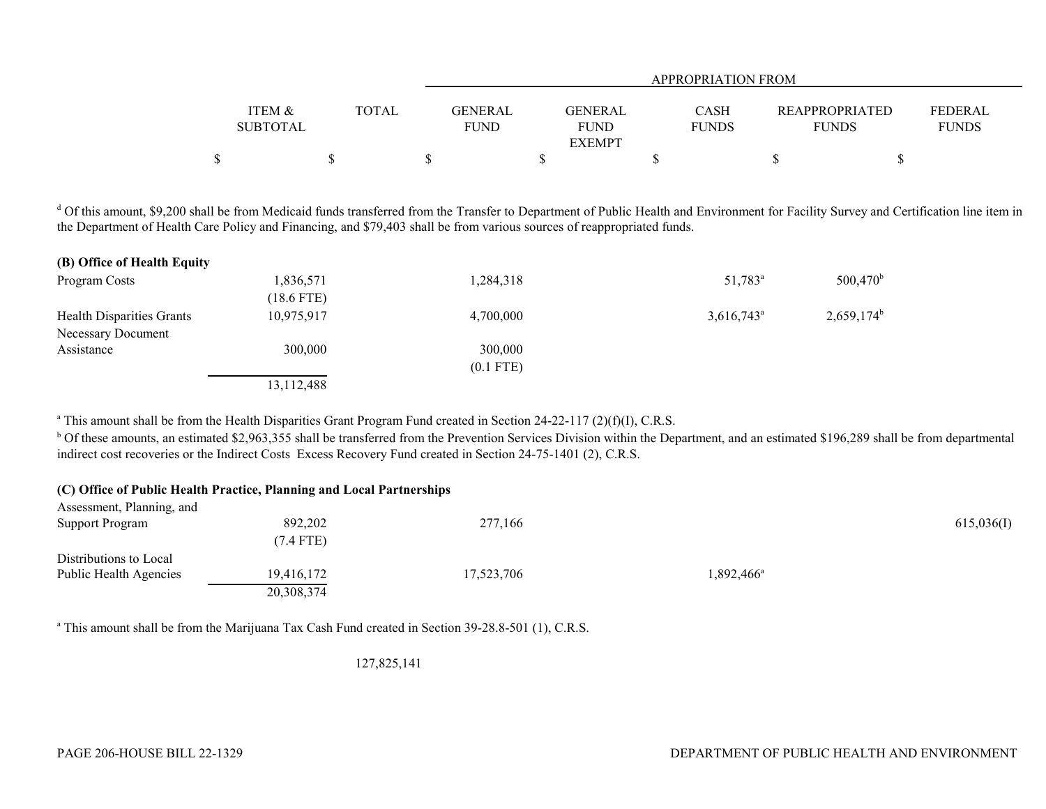| | ITEM & SUBTOTAL | TOTAL | GENERAL FUND | GENERAL FUND EXEMPT | CASH FUNDS | REAPPROPRIATED FUNDS | FEDERAL FUNDS |
|---|---|---|---|---|---|---|---|
| | $ | $ | $ | $ | $ | $ | $ |

[d] Of this amount, $9,200 shall be from Medicaid funds transferred from the Transfer to Department of Public Health and Environment for Facility Survey and Certification line item in the Department of Health Care Policy and Financing, and $79,403 shall be from various sources of reappropriated funds.

| | ITEM & SUBTOTAL | TOTAL | GENERAL FUND | GENERAL FUND EXEMPT | CASH FUNDS | REAPPROPRIATED FUNDS | FEDERAL FUNDS |
|---|---|---|---|---|---|---|---|
| **(B) Office of Health Equity** | | | | | | | |
| Program Costs | 1,836,571 | | 1,284,318 | | 51,783[a] | 500,470[b] | |
| | (18.6 FTE) | | | | | | |
| Health Disparities Grants | 10,975,917 | | 4,700,000 | | 3,616,743[a] | 2,659,174[b] | |
| Necessary Document Assistance | 300,000 | | 300,000 | | | | |
| | | | (0.1 FTE) | | | | |
| | 13,112,488 | | | | | | |

[a] This amount shall be from the Health Disparities Grant Program Fund created in Section 24-22-117 (2)(f)(I), C.R.S.

[b] Of these amounts, an estimated $2,963,355 shall be transferred from the Prevention Services Division within the Department, and an estimated $196,289 shall be from departmental indirect cost recoveries or the Indirect Costs Excess Recovery Fund created in Section 24-75-1401 (2), C.R.S.

| | ITEM & SUBTOTAL | TOTAL | GENERAL FUND | GENERAL FUND EXEMPT | CASH FUNDS | REAPPROPRIATED FUNDS | FEDERAL FUNDS |
|---|---|---|---|---|---|---|---|
| **(C) Office of Public Health Practice, Planning and Local Partnerships** | | | | | | | |
| Assessment, Planning, and Support Program | 892,202 | | 277,166 | | | | 615,036(I) |
| | (7.4 FTE) | | | | | | |
| Distributions to Local Public Health Agencies | 19,416,172 | | 17,523,706 | | 1,892,466[a] | | |
| | 20,308,374 | | | | | | |

[a] This amount shall be from the Marijuana Tax Cash Fund created in Section 39-28.8-501 (1), C.R.S.

| | ITEM & SUBTOTAL | TOTAL | GENERAL FUND | GENERAL FUND EXEMPT | CASH FUNDS | REAPPROPRIATED FUNDS | FEDERAL FUNDS |
|---|---|---|---|---|---|---|---|
| | | 127,825,141 | | | | | |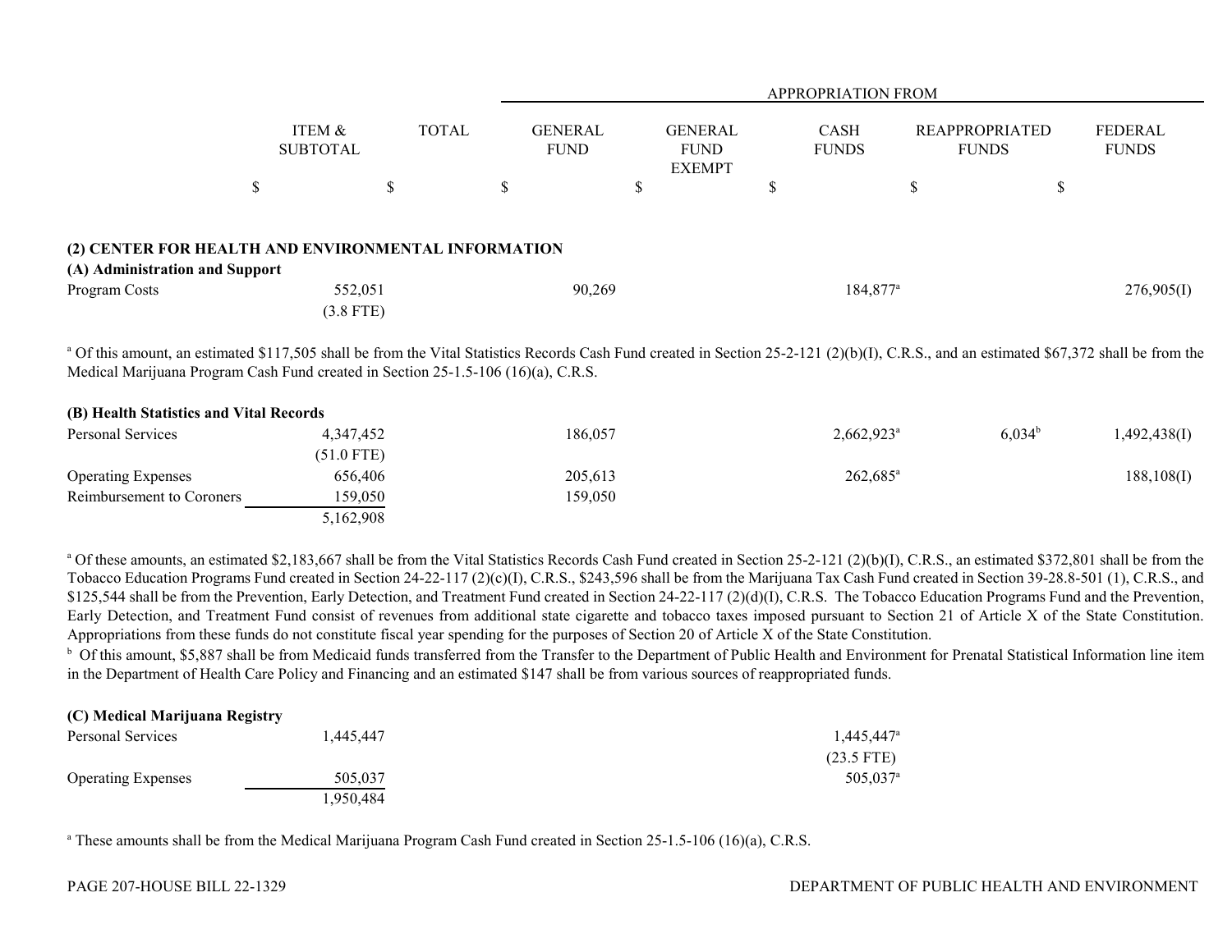| | ITEM & SUBTOTAL | TOTAL | APPROPRIATION FROM | | | | |
|---|---|---|---|---|---|---|---|
| | | | GENERAL FUND | GENERAL FUND EXEMPT | CASH FUNDS | REAPPROPRIATED FUNDS | FEDERAL FUNDS |
| | $ | $ | $ | $ | $ | $ | $ |
| **(2) CENTER FOR HEALTH AND ENVIRONMENTAL INFORMATION** | | | | | | | |
| **(A) Administration and Support** | | | | | | | |
| Program Costs | 552,051 | | 90,269 | | 184,877[a] | | 276,905(I) |
| | (3.8 FTE) | | | | | | |

[a] Of this amount, an estimated $117,505 shall be from the Vital Statistics Records Cash Fund created in Section 25-2-121 (2)(b)(I), C.R.S., and an estimated $67,372 shall be from the Medical Marijuana Program Cash Fund created in Section 25-1.5-106 (16)(a), C.R.S.

| | ITEM & SUBTOTAL | TOTAL | GENERAL FUND | GENERAL FUND EXEMPT | CASH FUNDS | REAPPROPRIATED FUNDS | FEDERAL FUNDS |
|---|---|---|---|---|---|---|---|
| **(B) Health Statistics and Vital Records** | | | | | | | |
| Personal Services | 4,347,452 | | 186,057 | | 2,662,923[a] | 6,034[b] | 1,492,438(I) |
| | (51.0 FTE) | | | | | | |
| Operating Expenses | 656,406 | | 205,613 | | 262,685[a] | | 188,108(I) |
| Reimbursement to Coroners | 159,050 | | 159,050 | | | | |
| | 5,162,908 | | | | | | |

[a] Of these amounts, an estimated $2,183,667 shall be from the Vital Statistics Records Cash Fund created in Section 25-2-121 (2)(b)(I), C.R.S., an estimated $372,801 shall be from the Tobacco Education Programs Fund created in Section 24-22-117 (2)(c)(I), C.R.S., $243,596 shall be from the Marijuana Tax Cash Fund created in Section 39-28.8-501 (1), C.R.S., and $125,544 shall be from the Prevention, Early Detection, and Treatment Fund created in Section 24-22-117 (2)(d)(I), C.R.S. The Tobacco Education Programs Fund and the Prevention, Early Detection, and Treatment Fund consist of revenues from additional state cigarette and tobacco taxes imposed pursuant to Section 21 of Article X of the State Constitution. Appropriations from these funds do not constitute fiscal year spending for the purposes of Section 20 of Article X of the State Constitution.

[b] Of this amount, $5,887 shall be from Medicaid funds transferred from the Transfer to the Department of Public Health and Environment for Prenatal Statistical Information line item in the Department of Health Care Policy and Financing and an estimated $147 shall be from various sources of reappropriated funds.

| | ITEM & SUBTOTAL | TOTAL | GENERAL FUND | GENERAL FUND EXEMPT | CASH FUNDS | REAPPROPRIATED FUNDS | FEDERAL FUNDS |
|---|---|---|---|---|---|---|---|
| **(C) Medical Marijuana Registry** | | | | | | | |
| Personal Services | 1,445,447 | | | | 1,445,447[a] | | |
| | | | | | (23.5 FTE) | | |
| Operating Expenses | 505,037 | | | | 505,037[a] | | |
| | 1,950,484 | | | | | | |

[a] These amounts shall be from the Medical Marijuana Program Cash Fund created in Section 25-1.5-106 (16)(a), C.R.S.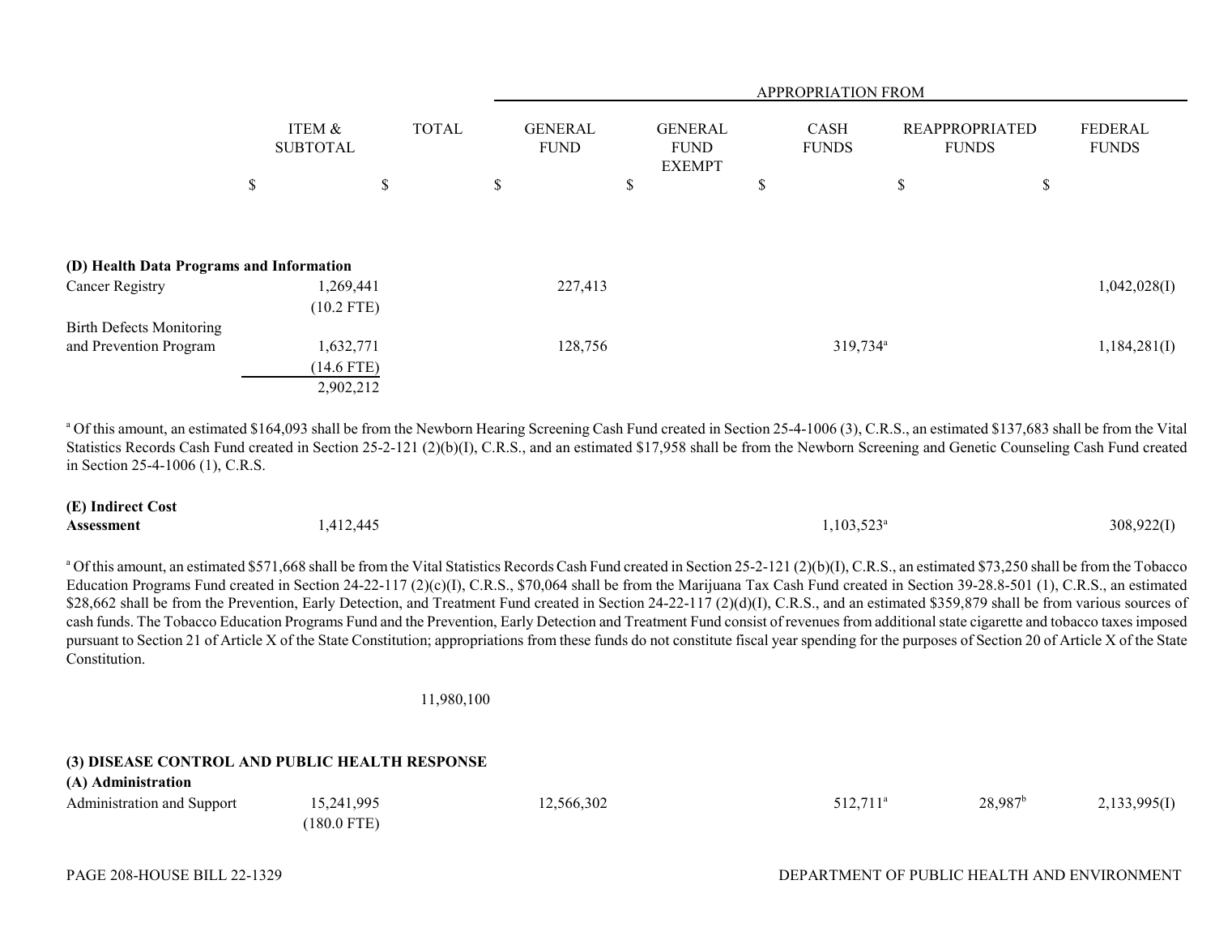| | ITEM & SUBTOTAL | TOTAL | GENERAL FUND | GENERAL FUND EXEMPT | CASH FUNDS | REAPPROPRIATED FUNDS | FEDERAL FUNDS |
|---|---|---|---|---|---|---|---|
| | | | APPROPRIATION FROM | | | | |
| | $ | $ | $ | $ | $ | $ | $ |
| **(D) Health Data Programs and Information** | | | | | | | |
| Cancer Registry | 1,269,441 | | 227,413 | | | | 1,042,028(I) |
| | (10.2 FTE) | | | | | | |
| Birth Defects Monitoring and Prevention Program | 1,632,771 | | 128,756 | | 319,734[a] | | 1,184,281(I) |
| | (14.6 FTE) | | | | | | |
| | 2,902,212 | | | | | | |

[a] Of this amount, an estimated $164,093 shall be from the Newborn Hearing Screening Cash Fund created in Section 25-4-1006 (3), C.R.S., an estimated $137,683 shall be from the Vital Statistics Records Cash Fund created in Section 25-2-121 (2)(b)(I), C.R.S., and an estimated $17,958 shall be from the Newborn Screening and Genetic Counseling Cash Fund created in Section 25-4-1006 (1), C.R.S.

| | ITEM & SUBTOTAL | TOTAL | GENERAL FUND | GENERAL FUND EXEMPT | CASH FUNDS | REAPPROPRIATED FUNDS | FEDERAL FUNDS |
|---|---|---|---|---|---|---|---|
| **(E) Indirect Cost Assessment** | 1,412,445 | | | | 1,103,523[a] | | 308,922(I) |

[a] Of this amount, an estimated $571,668 shall be from the Vital Statistics Records Cash Fund created in Section 25-2-121 (2)(b)(I), C.R.S., an estimated $73,250 shall be from the Tobacco Education Programs Fund created in Section 24-22-117 (2)(c)(I), C.R.S., $70,064 shall be from the Marijuana Tax Cash Fund created in Section 39-28.8-501 (1), C.R.S., an estimated $28,662 shall be from the Prevention, Early Detection, and Treatment Fund created in Section 24-22-117 (2)(d)(I), C.R.S., and an estimated $359,879 shall be from various sources of cash funds. The Tobacco Education Programs Fund and the Prevention, Early Detection and Treatment Fund consist of revenues from additional state cigarette and tobacco taxes imposed pursuant to Section 21 of Article X of the State Constitution; appropriations from these funds do not constitute fiscal year spending for the purposes of Section 20 of Article X of the State Constitution.

| | ITEM & SUBTOTAL | TOTAL | GENERAL FUND | GENERAL FUND EXEMPT | CASH FUNDS | REAPPROPRIATED FUNDS | FEDERAL FUNDS |
|---|---|---|---|---|---|---|---|
| | | 11,980,100 | | | | | |
| **(3) DISEASE CONTROL AND PUBLIC HEALTH RESPONSE** | | | | | | | |
| **(A) Administration** | | | | | | | |
| Administration and Support | 15,241,995 | | 12,566,302 | | 512,711[a] | 28,987[b] | 2,133,995(I) |
| | (180.0 FTE) | | | | | | |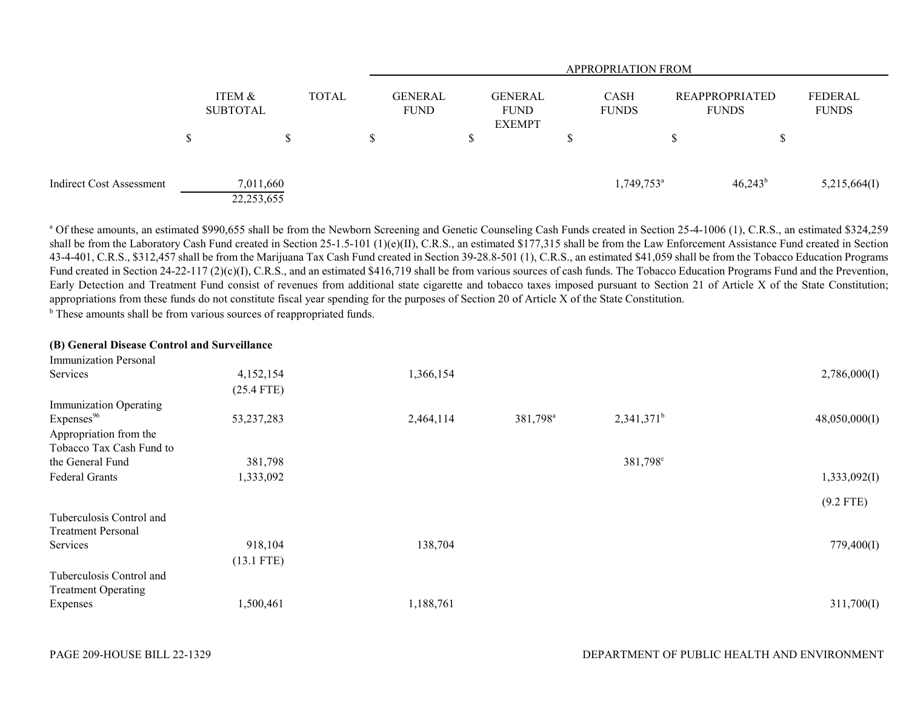| | ITEM & SUBTOTAL | TOTAL | GENERAL FUND | GENERAL FUND EXEMPT | CASH FUNDS | REAPPROPRIATED FUNDS | FEDERAL FUNDS |
|---|---|---|---|---|---|---|---|
| | | | APPROPRIATION FROM | | | | |
| | $ | $ | $ | $ | $ | $ | $ |
| Indirect Cost Assessment | 7,011,660 | | | | 1,749,753[a] | 46,243[b] | 5,215,664(I) |
| | 22,253,655 | | | | | | |

[a] Of these amounts, an estimated $990,655 shall be from the Newborn Screening and Genetic Counseling Cash Funds created in Section 25-4-1006 (1), C.R.S., an estimated $324,259 shall be from the Laboratory Cash Fund created in Section 25-1.5-101 (1)(e)(II), C.R.S., an estimated $177,315 shall be from the Law Enforcement Assistance Fund created in Section 43-4-401, C.R.S., $312,457 shall be from the Marijuana Tax Cash Fund created in Section 39-28.8-501 (1), C.R.S., an estimated $41,059 shall be from the Tobacco Education Programs Fund created in Section 24-22-117 (2)(c)(I), C.R.S., and an estimated $416,719 shall be from various sources of cash funds. The Tobacco Education Programs Fund and the Prevention, Early Detection and Treatment Fund consist of revenues from additional state cigarette and tobacco taxes imposed pursuant to Section 21 of Article X of the State Constitution; appropriations from these funds do not constitute fiscal year spending for the purposes of Section 20 of Article X of the State Constitution.

[b] These amounts shall be from various sources of reappropriated funds.

**(B) General Disease Control and Surveillance**

| | ITEM & SUBTOTAL | TOTAL | GENERAL FUND | GENERAL FUND EXEMPT | CASH FUNDS | REAPPROPRIATED FUNDS | FEDERAL FUNDS |
|---|---|---|---|---|---|---|---|
| Immunization Personal Services | 4,152,154 | | 1,366,154 | | | | 2,786,000(I) |
| | (25.4 FTE) | | | | | | |
| Immunization Operating Expenses[96] | 53,237,283 | | 2,464,114 | 381,798[a] | 2,341,371[b] | | 48,050,000(I) |
| Appropriation from the Tobacco Tax Cash Fund to the General Fund | 381,798 | | | | 381,798[c] | | |
| Federal Grants | 1,333,092 | | | | | | 1,333,092(I) |
| | | | | | | | (9.2 FTE) |
| Tuberculosis Control and Treatment Personal Services | 918,104 | | 138,704 | | | | 779,400(I) |
| | (13.1 FTE) | | | | | | |
| Tuberculosis Control and Treatment Operating Expenses | 1,500,461 | | 1,188,761 | | | | 311,700(I) |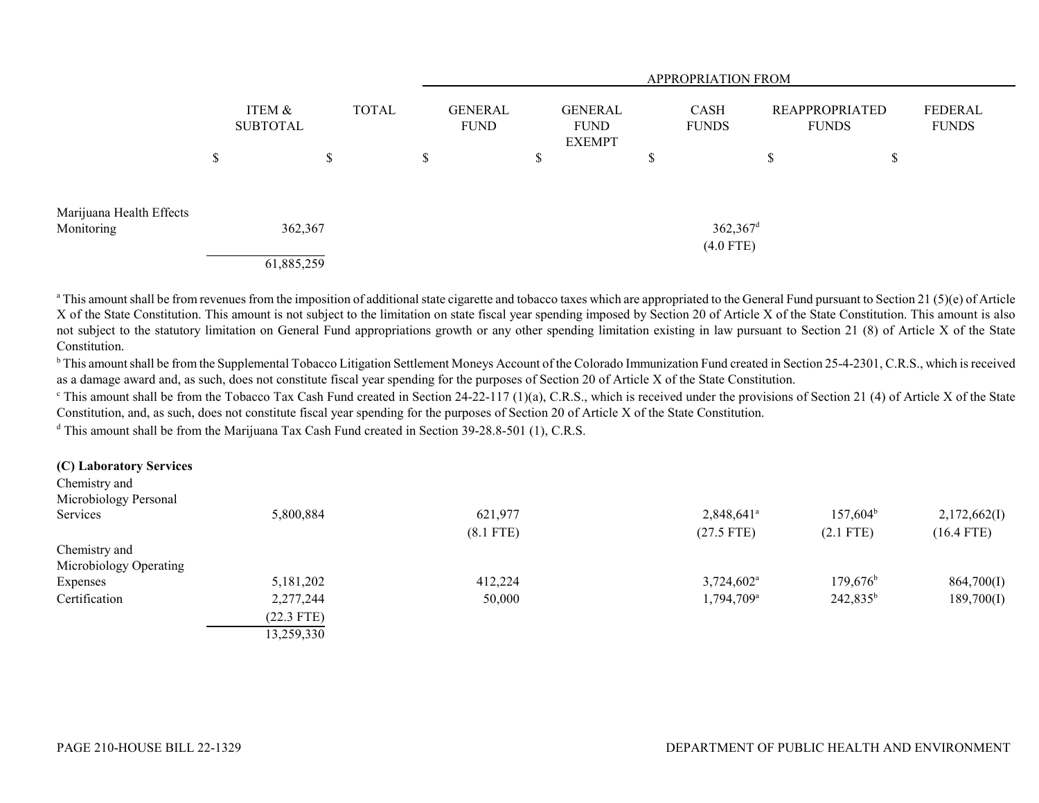| | ITEM & SUBTOTAL | TOTAL | APPROPRIATION FROM GENERAL FUND | GENERAL FUND EXEMPT | CASH FUNDS | REAPPROPRIATED FUNDS | FEDERAL FUNDS |
|---|---|---|---|---|---|---|---|
| | $ | $ | $ | $ | $ | $ | $ |
| Marijuana Health Effects Monitoring | 362,367 | | | | 362,367[d] (4.0 FTE) | | |
| | 61,885,259 | | | | | | |

[a] This amount shall be from revenues from the imposition of additional state cigarette and tobacco taxes which are appropriated to the General Fund pursuant to Section 21 (5)(e) of Article X of the State Constitution. This amount is not subject to the limitation on state fiscal year spending imposed by Section 20 of Article X of the State Constitution. This amount is also not subject to the statutory limitation on General Fund appropriations growth or any other spending limitation existing in law pursuant to Section 21 (8) of Article X of the State Constitution.

[b] This amount shall be from the Supplemental Tobacco Litigation Settlement Moneys Account of the Colorado Immunization Fund created in Section 25-4-2301, C.R.S., which is received as a damage award and, as such, does not constitute fiscal year spending for the purposes of Section 20 of Article X of the State Constitution.

[c] This amount shall be from the Tobacco Tax Cash Fund created in Section 24-22-117 (1)(a), C.R.S., which is received under the provisions of Section 21 (4) of Article X of the State Constitution, and, as such, does not constitute fiscal year spending for the purposes of Section 20 of Article X of the State Constitution.

[d] This amount shall be from the Marijuana Tax Cash Fund created in Section 39-28.8-501 (1), C.R.S.

**(C) Laboratory Services**

| | ITEM & SUBTOTAL | TOTAL | GENERAL FUND | GENERAL FUND EXEMPT | CASH FUNDS | REAPPROPRIATED FUNDS | FEDERAL FUNDS |
|---|---|---|---|---|---|---|---|
| Chemistry and Microbiology Personal Services | 5,800,884 | | 621,977 (8.1 FTE) | | 2,848,641[a] (27.5 FTE) | 157,604[b] (2.1 FTE) | 2,172,662(I) (16.4 FTE) |
| Chemistry and Microbiology Operating Expenses | 5,181,202 | | 412,224 | | 3,724,602[a] | 179,676[b] | 864,700(I) |
| Certification | 2,277,244 (22.3 FTE) | | 50,000 | | 1,794,709[a] | 242,835[b] | 189,700(I) |
| | 13,259,330 | | | | | | |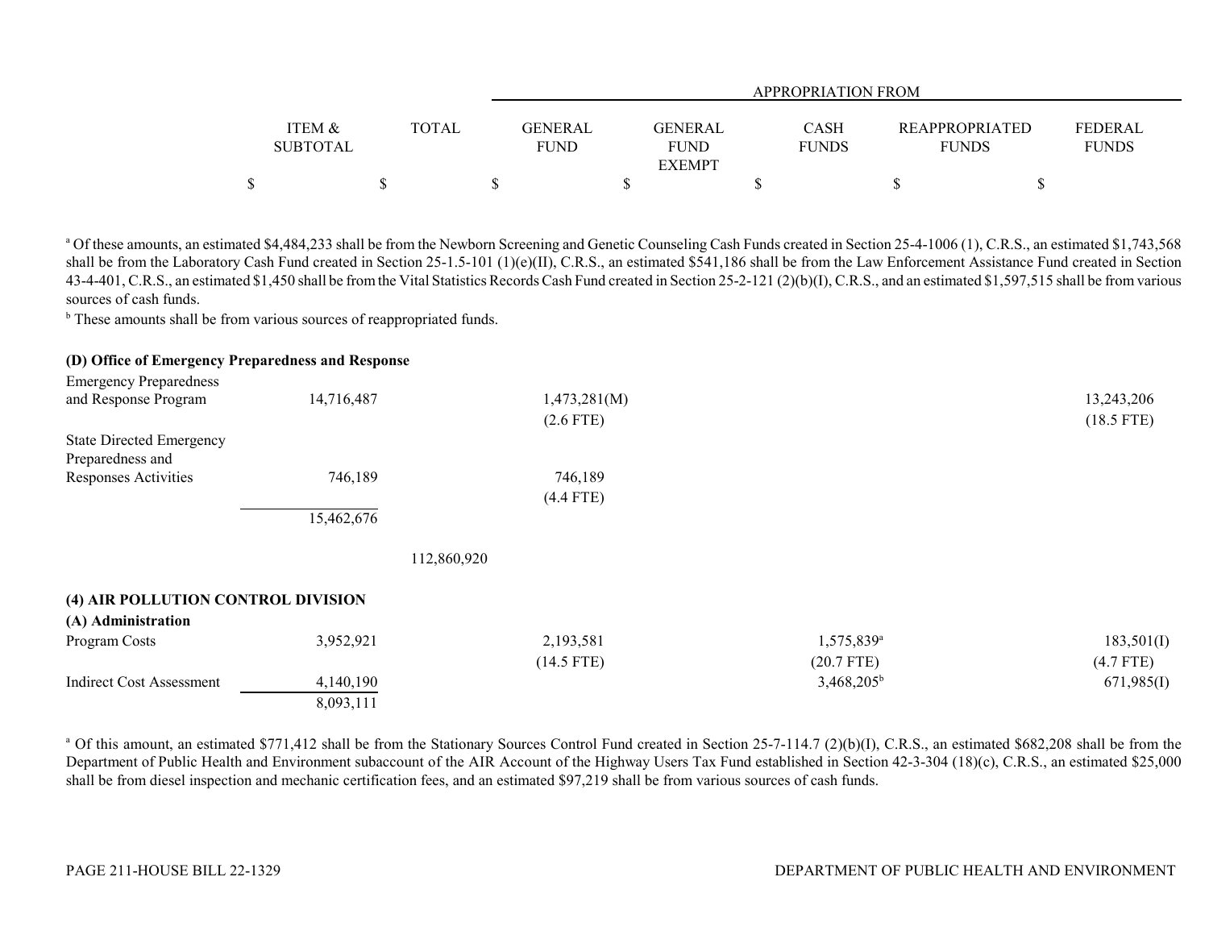| | ITEM & SUBTOTAL | TOTAL | GENERAL FUND | GENERAL FUND EXEMPT | CASH FUNDS | REAPPROPRIATED FUNDS | FEDERAL FUNDS |
|---|---|---|---|---|---|---|---|
| | $ | $ | $ | $ | $ | $ | $ |

[a] Of these amounts, an estimated $4,484,233 shall be from the Newborn Screening and Genetic Counseling Cash Funds created in Section 25-4-1006 (1), C.R.S., an estimated $1,743,568 shall be from the Laboratory Cash Fund created in Section 25-1.5-101 (1)(e)(II), C.R.S., an estimated $541,186 shall be from the Law Enforcement Assistance Fund created in Section 43-4-401, C.R.S., an estimated $1,450 shall be from the Vital Statistics Records Cash Fund created in Section 25-2-121 (2)(b)(I), C.R.S., and an estimated $1,597,515 shall be from various sources of cash funds.

[b] These amounts shall be from various sources of reappropriated funds.

| | ITEM & SUBTOTAL | TOTAL | GENERAL FUND | GENERAL FUND EXEMPT | CASH FUNDS | REAPPROPRIATED FUNDS | FEDERAL FUNDS |
|---|---|---|---|---|---|---|---|
| **(D) Office of Emergency Preparedness and Response** | | | | | | | |
| Emergency Preparedness and Response Program | 14,716,487 | | 1,473,281(M) (2.6 FTE) | | | | 13,243,206 (18.5 FTE) |
| State Directed Emergency Preparedness and Responses Activities | 746,189 | | 746,189 (4.4 FTE) | | | | |
| | 15,462,676 | | | | | | |
| | | 112,860,920 | | | | | |
| **(4) AIR POLLUTION CONTROL DIVISION** | | | | | | | |
| **(A) Administration** | | | | | | | |
| Program Costs | 3,952,921 | | 2,193,581 (14.5 FTE) | | 1,575,839[a] (20.7 FTE) | | 183,501(I) (4.7 FTE) |
| Indirect Cost Assessment | 4,140,190 | | | | 3,468,205[b] | | 671,985(I) |
| | 8,093,111 | | | | | | |

[a] Of this amount, an estimated $771,412 shall be from the Stationary Sources Control Fund created in Section 25-7-114.7 (2)(b)(I), C.R.S., an estimated $682,208 shall be from the Department of Public Health and Environment subaccount of the AIR Account of the Highway Users Tax Fund established in Section 42-3-304 (18)(c), C.R.S., an estimated $25,000 shall be from diesel inspection and mechanic certification fees, and an estimated $97,219 shall be from various sources of cash funds.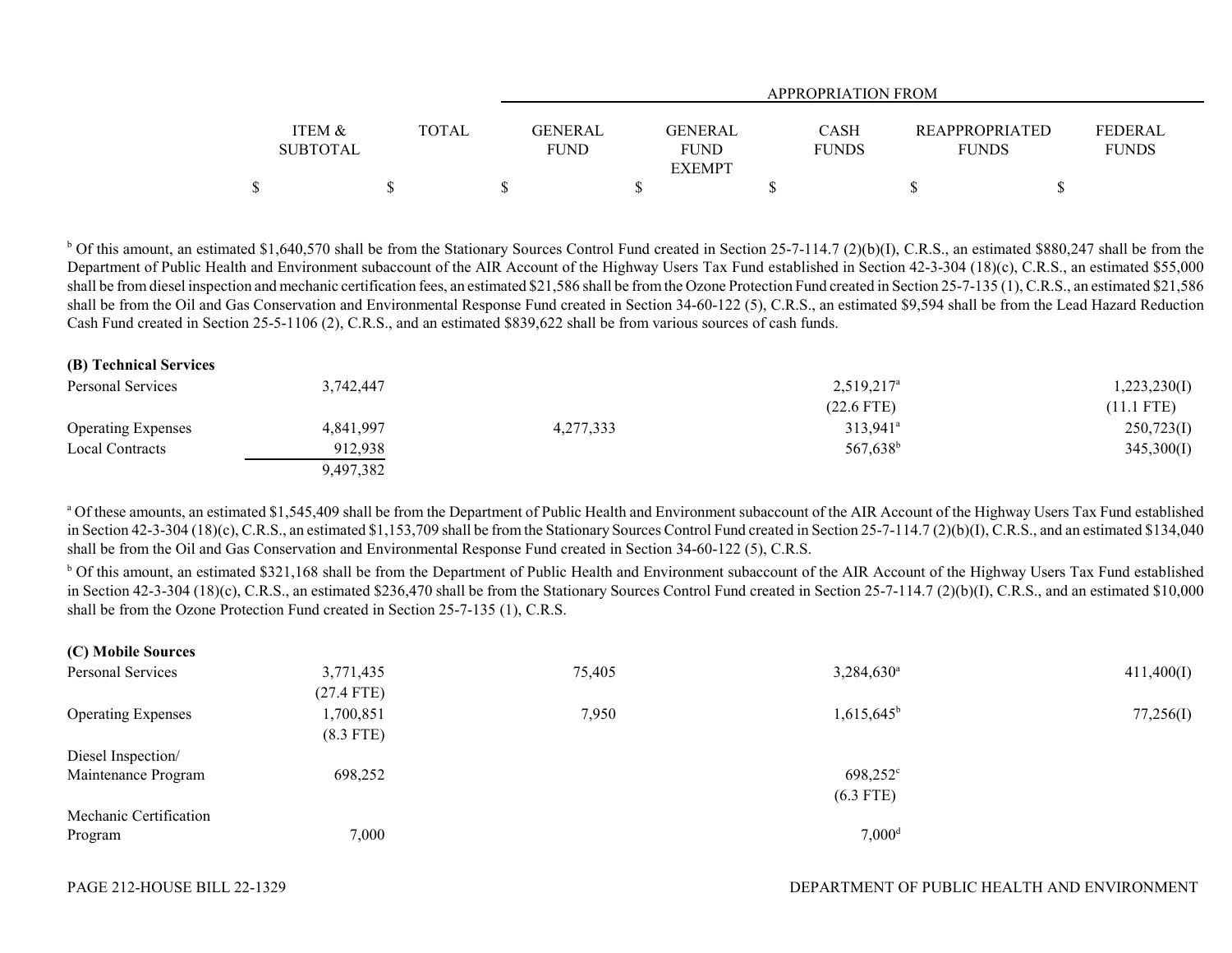| | ITEM & SUBTOTAL | TOTAL | GENERAL FUND | GENERAL FUND EXEMPT | CASH FUNDS | REAPPROPRIATED FUNDS | FEDERAL FUNDS |
|---|---|---|---|---|---|---|---|
| | $ | $ | $ | $ | $ | $ | $ |

[b] Of this amount, an estimated $1,640,570 shall be from the Stationary Sources Control Fund created in Section 25-7-114.7 (2)(b)(I), C.R.S., an estimated $880,247 shall be from the Department of Public Health and Environment subaccount of the AIR Account of the Highway Users Tax Fund established in Section 42-3-304 (18)(c), C.R.S., an estimated $55,000 shall be from diesel inspection and mechanic certification fees, an estimated $21,586 shall be from the Ozone Protection Fund created in Section 25-7-135 (1), C.R.S., an estimated $21,586 shall be from the Oil and Gas Conservation and Environmental Response Fund created in Section 34-60-122 (5), C.R.S., an estimated $9,594 shall be from the Lead Hazard Reduction Cash Fund created in Section 25-5-1106 (2), C.R.S., and an estimated $839,622 shall be from various sources of cash funds.

**(B) Technical Services**

| | ITEM & SUBTOTAL | TOTAL | GENERAL FUND | GENERAL FUND EXEMPT | CASH FUNDS | REAPPROPRIATED FUNDS | FEDERAL FUNDS |
|---|---|---|---|---|---|---|---|
| Personal Services | 3,742,447 | | | | 2,519,217[a] | | 1,223,230(I) |
| | | | | | (22.6 FTE) | | (11.1 FTE) |
| Operating Expenses | 4,841,997 | | 4,277,333 | | 313,941[a] | | 250,723(I) |
| Local Contracts | 912,938 | | | | 567,638[b] | | 345,300(I) |
| | 9,497,382 | | | | | | |

[a] Of these amounts, an estimated $1,545,409 shall be from the Department of Public Health and Environment subaccount of the AIR Account of the Highway Users Tax Fund established in Section 42-3-304 (18)(c), C.R.S., an estimated $1,153,709 shall be from the Stationary Sources Control Fund created in Section 25-7-114.7 (2)(b)(I), C.R.S., and an estimated $134,040 shall be from the Oil and Gas Conservation and Environmental Response Fund created in Section 34-60-122 (5), C.R.S.

[b] Of this amount, an estimated $321,168 shall be from the Department of Public Health and Environment subaccount of the AIR Account of the Highway Users Tax Fund established in Section 42-3-304 (18)(c), C.R.S., an estimated $236,470 shall be from the Stationary Sources Control Fund created in Section 25-7-114.7 (2)(b)(I), C.R.S., and an estimated $10,000 shall be from the Ozone Protection Fund created in Section 25-7-135 (1), C.R.S.

**(C) Mobile Sources**

| | ITEM & SUBTOTAL | TOTAL | GENERAL FUND | GENERAL FUND EXEMPT | CASH FUNDS | REAPPROPRIATED FUNDS | FEDERAL FUNDS |
|---|---|---|---|---|---|---|---|
| Personal Services | 3,771,435 | | 75,405 | | 3,284,630[a] | | 411,400(I) |
| | (27.4 FTE) | | | | | | |
| Operating Expenses | 1,700,851 | | 7,950 | | 1,615,645[b] | | 77,256(I) |
| | (8.3 FTE) | | | | | | |
| Diesel Inspection/ Maintenance Program | 698,252 | | | | 698,252[c] | | |
| | | | | | (6.3 FTE) | | |
| Mechanic Certification Program | 7,000 | | | | 7,000[d] | | |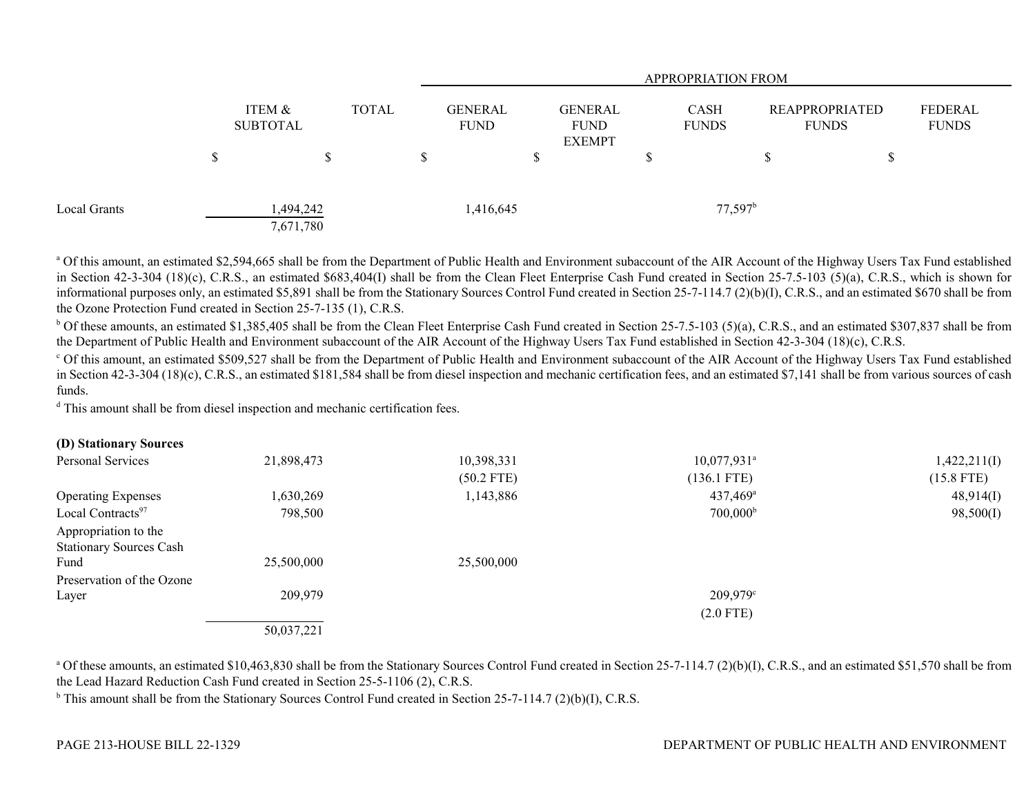| | ITEM & SUBTOTAL | TOTAL | GENERAL FUND | GENERAL FUND EXEMPT | CASH FUNDS | REAPPROPRIATED FUNDS | FEDERAL FUNDS |
|---|---|---|---|---|---|---|---|
| | | | APPROPRIATION FROM | | | | |
| | $ | $ | $ | $ | $ | $ | $ |
| Local Grants | 1,494,242 | | 1,416,645 | | 77,597[b] | | |
| | 7,671,780 | | | | | | |

[a] Of this amount, an estimated $2,594,665 shall be from the Department of Public Health and Environment subaccount of the AIR Account of the Highway Users Tax Fund established in Section 42-3-304 (18)(c), C.R.S., an estimated $683,404(I) shall be from the Clean Fleet Enterprise Cash Fund created in Section 25-7.5-103 (5)(a), C.R.S., which is shown for informational purposes only, an estimated $5,891 shall be from the Stationary Sources Control Fund created in Section 25-7-114.7 (2)(b)(I), C.R.S., and an estimated $670 shall be from the Ozone Protection Fund created in Section 25-7-135 (1), C.R.S.

[b] Of these amounts, an estimated $1,385,405 shall be from the Clean Fleet Enterprise Cash Fund created in Section 25-7.5-103 (5)(a), C.R.S., and an estimated $307,837 shall be from the Department of Public Health and Environment subaccount of the AIR Account of the Highway Users Tax Fund established in Section 42-3-304 (18)(c), C.R.S.

[c] Of this amount, an estimated $509,527 shall be from the Department of Public Health and Environment subaccount of the AIR Account of the Highway Users Tax Fund established in Section 42-3-304 (18)(c), C.R.S., an estimated $181,584 shall be from diesel inspection and mechanic certification fees, and an estimated $7,141 shall be from various sources of cash funds.

[d] This amount shall be from diesel inspection and mechanic certification fees.

| | ITEM & SUBTOTAL | TOTAL | GENERAL FUND | GENERAL FUND EXEMPT | CASH FUNDS | REAPPROPRIATED FUNDS | FEDERAL FUNDS |
|---|---|---|---|---|---|---|---|
| **(D) Stationary Sources** | | | | | | | |
| Personal Services | 21,898,473 | | 10,398,331 | | 10,077,931[a] | | 1,422,211(I) |
| | | | (50.2 FTE) | | (136.1 FTE) | | (15.8 FTE) |
| Operating Expenses | 1,630,269 | | 1,143,886 | | 437,469[a] | | 48,914(I) |
| Local Contracts[97] | 798,500 | | | | 700,000[b] | | 98,500(I) |
| Appropriation to the Stationary Sources Cash Fund | 25,500,000 | | 25,500,000 | | | | |
| Preservation of the Ozone Layer | 209,979 | | | | 209,979[c] | | |
| | | | | | (2.0 FTE) | | |
| | 50,037,221 | | | | | | |

[a] Of these amounts, an estimated $10,463,830 shall be from the Stationary Sources Control Fund created in Section 25-7-114.7 (2)(b)(I), C.R.S., and an estimated $51,570 shall be from the Lead Hazard Reduction Cash Fund created in Section 25-5-1106 (2), C.R.S.

[b] This amount shall be from the Stationary Sources Control Fund created in Section 25-7-114.7 (2)(b)(I), C.R.S.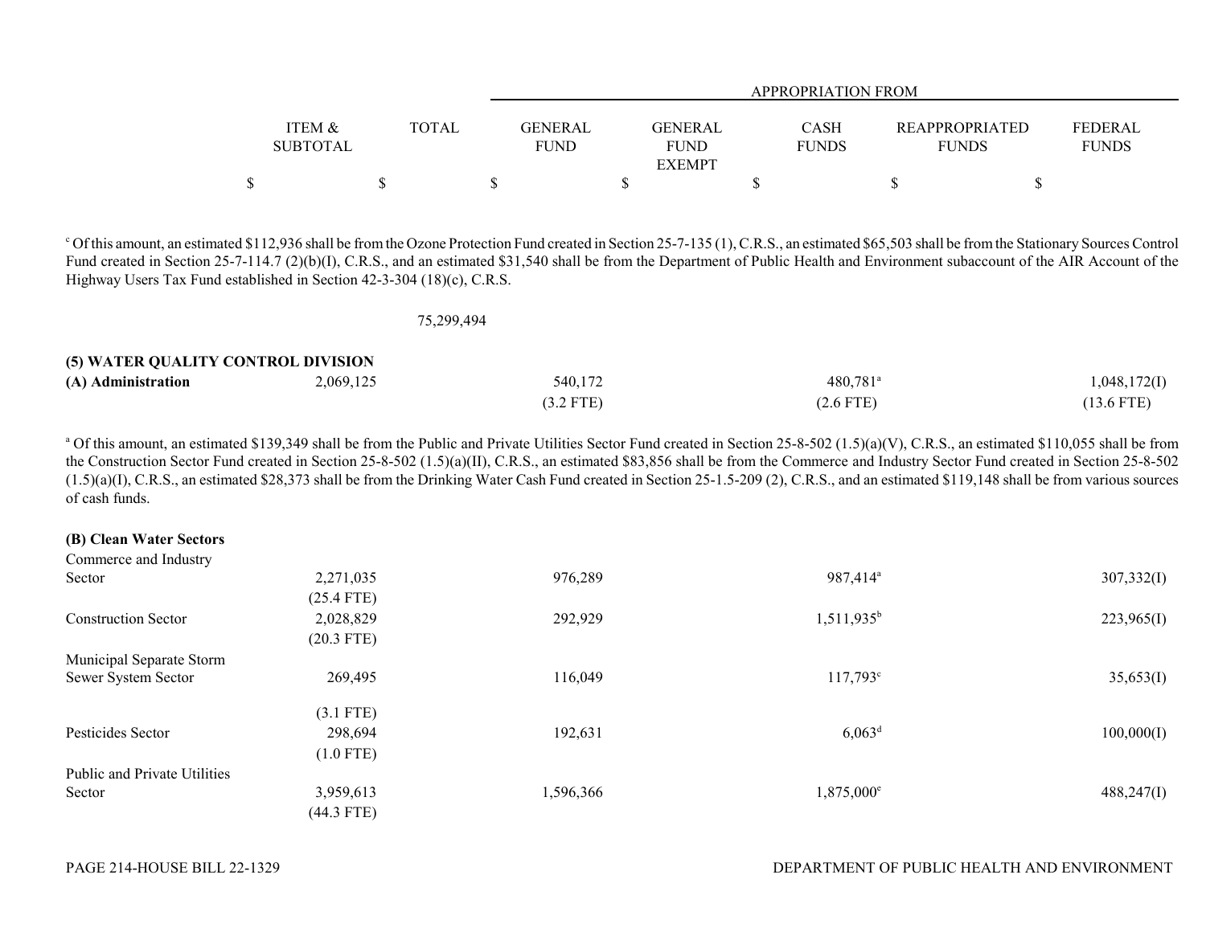| | ITEM & SUBTOTAL | TOTAL | APPROPRIATION FROM GENERAL FUND | GENERAL FUND EXEMPT | CASH FUNDS | REAPPROPRIATED FUNDS | FEDERAL FUNDS |
|---|---|---|---|---|---|---|---|
| | $ | $ | $ | $ | $ | $ | $ |

[c] Of this amount, an estimated $112,936 shall be from the Ozone Protection Fund created in Section 25-7-135 (1), C.R.S., an estimated $65,503 shall be from the Stationary Sources Control Fund created in Section 25-7-114.7 (2)(b)(I), C.R.S., and an estimated $31,540 shall be from the Department of Public Health and Environment subaccount of the AIR Account of the Highway Users Tax Fund established in Section 42-3-304 (18)(c), C.R.S.

| | ITEM & SUBTOTAL | TOTAL | GENERAL FUND | GENERAL FUND EXEMPT | CASH FUNDS | REAPPROPRIATED FUNDS | FEDERAL FUNDS |
|---|---|---|---|---|---|---|---|
| | | 75,299,494 | | | | | |

**(5) WATER QUALITY CONTROL DIVISION**

| | ITEM & SUBTOTAL | TOTAL | GENERAL FUND | GENERAL FUND EXEMPT | CASH FUNDS | REAPPROPRIATED FUNDS | FEDERAL FUNDS |
|---|---|---|---|---|---|---|---|
| **(A) Administration** | 2,069,125 | | 540,172 | | 480,781[a] | | 1,048,172(I) |
| | | | (3.2 FTE) | | (2.6 FTE) | | (13.6 FTE) |

[a] Of this amount, an estimated $139,349 shall be from the Public and Private Utilities Sector Fund created in Section 25-8-502 (1.5)(a)(V), C.R.S., an estimated $110,055 shall be from the Construction Sector Fund created in Section 25-8-502 (1.5)(a)(II), C.R.S., an estimated $83,856 shall be from the Commerce and Industry Sector Fund created in Section 25-8-502 (1.5)(a)(I), C.R.S., an estimated $28,373 shall be from the Drinking Water Cash Fund created in Section 25-1.5-209 (2), C.R.S., and an estimated $119,148 shall be from various sources of cash funds.

**(B) Clean Water Sectors**

| | ITEM & SUBTOTAL | TOTAL | GENERAL FUND | GENERAL FUND EXEMPT | CASH FUNDS | REAPPROPRIATED FUNDS | FEDERAL FUNDS |
|---|---|---|---|---|---|---|---|
| Commerce and Industry Sector | 2,271,035 | | 976,289 | | 987,414[a] | | 307,332(I) |
| | (25.4 FTE) | | | | | | |
| Construction Sector | 2,028,829 | | 292,929 | | 1,511,935[b] | | 223,965(I) |
| | (20.3 FTE) | | | | | | |
| Municipal Separate Storm Sewer System Sector | 269,495 | | 116,049 | | 117,793[c] | | 35,653(I) |
| | (3.1 FTE) | | | | | | |
| Pesticides Sector | 298,694 | | 192,631 | | 6,063[d] | | 100,000(I) |
| | (1.0 FTE) | | | | | | |
| Public and Private Utilities Sector | 3,959,613 | | 1,596,366 | | 1,875,000[e] | | 488,247(I) |
| | (44.3 FTE) | | | | | | |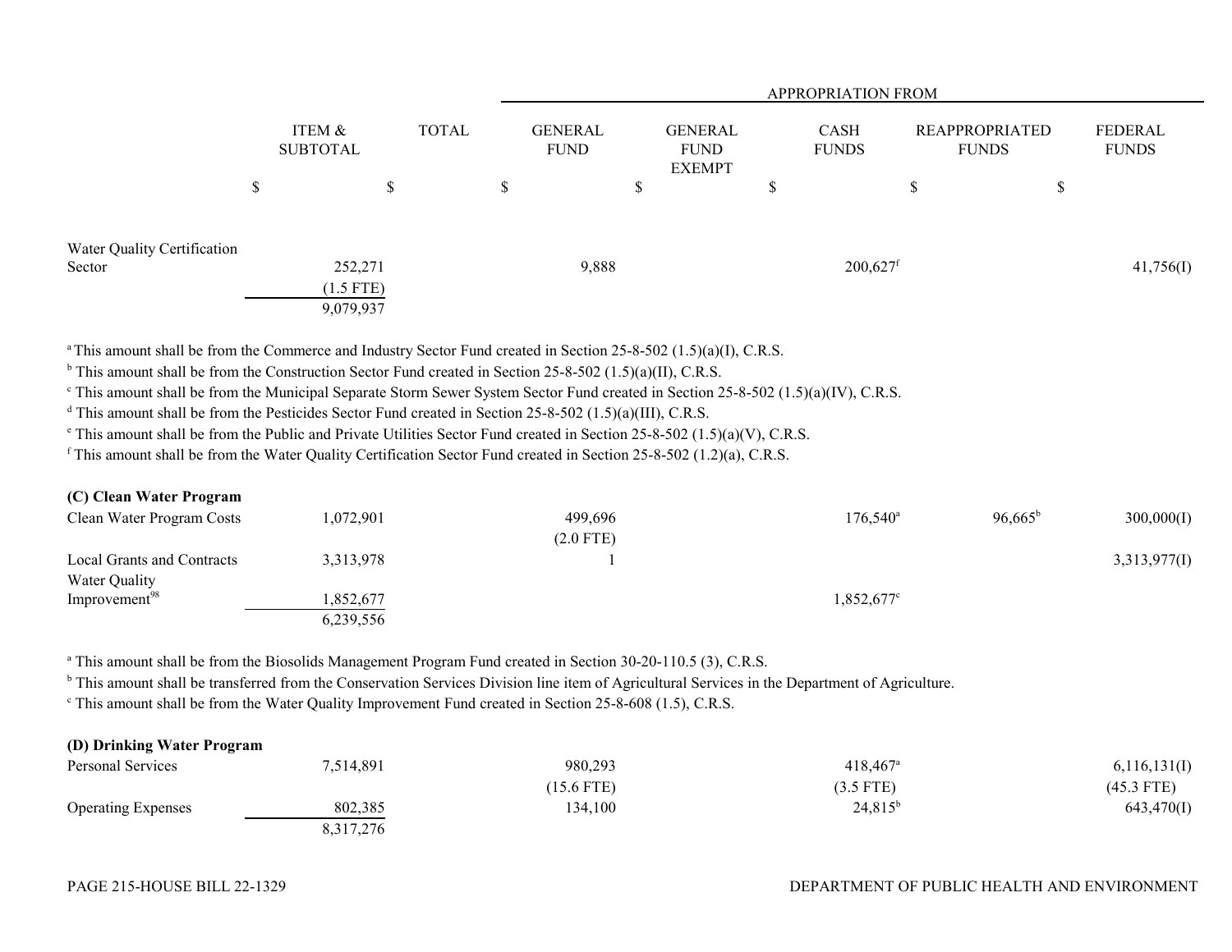| | ITEM & SUBTOTAL | TOTAL | APPROPRIATION FROM GENERAL FUND | GENERAL FUND EXEMPT | CASH FUNDS | REAPPROPRIATED FUNDS | FEDERAL FUNDS |
|---|---|---|---|---|---|---|---|
| | $ | $ | $ | $ | $ | $ | $ |
| Water Quality Certification Sector | 252,271 (1.5 FTE) | | 9,888 | | 200,627[f] | | 41,756(I) |
| | 9,079,937 | | | | | | |

[a] This amount shall be from the Commerce and Industry Sector Fund created in Section 25-8-502 (1.5)(a)(I), C.R.S.
[b] This amount shall be from the Construction Sector Fund created in Section 25-8-502 (1.5)(a)(II), C.R.S.
[c] This amount shall be from the Municipal Separate Storm Sewer System Sector Fund created in Section 25-8-502 (1.5)(a)(IV), C.R.S.
[d] This amount shall be from the Pesticides Sector Fund created in Section 25-8-502 (1.5)(a)(III), C.R.S.
[e] This amount shall be from the Public and Private Utilities Sector Fund created in Section 25-8-502 (1.5)(a)(V), C.R.S.
[f] This amount shall be from the Water Quality Certification Sector Fund created in Section 25-8-502 (1.2)(a), C.R.S.

**(C) Clean Water Program**

| | ITEM & SUBTOTAL | TOTAL | GENERAL FUND | GENERAL FUND EXEMPT | CASH FUNDS | REAPPROPRIATED FUNDS | FEDERAL FUNDS |
|---|---|---|---|---|---|---|---|
| Clean Water Program Costs | 1,072,901 | | 499,696 (2.0 FTE) | | 176,540[a] | 96,665[b] | 300,000(I) |
| Local Grants and Contracts | 3,313,978 | | 1 | | | | 3,313,977(I) |
| Water Quality Improvement[98] | 1,852,677 | | | | 1,852,677[c] | | |
| | 6,239,556 | | | | | | |

[a] This amount shall be from the Biosolids Management Program Fund created in Section 30-20-110.5 (3), C.R.S.
[b] This amount shall be transferred from the Conservation Services Division line item of Agricultural Services in the Department of Agriculture.
[c] This amount shall be from the Water Quality Improvement Fund created in Section 25-8-608 (1.5), C.R.S.

**(D) Drinking Water Program**

| | ITEM & SUBTOTAL | TOTAL | GENERAL FUND | GENERAL FUND EXEMPT | CASH FUNDS | REAPPROPRIATED FUNDS | FEDERAL FUNDS |
|---|---|---|---|---|---|---|---|
| Personal Services | 7,514,891 | | 980,293 (15.6 FTE) | | 418,467[a] (3.5 FTE) | | 6,116,131(I) (45.3 FTE) |
| Operating Expenses | 802,385 | | 134,100 | | 24,815[b] | | 643,470(I) |
| | 8,317,276 | | | | | | |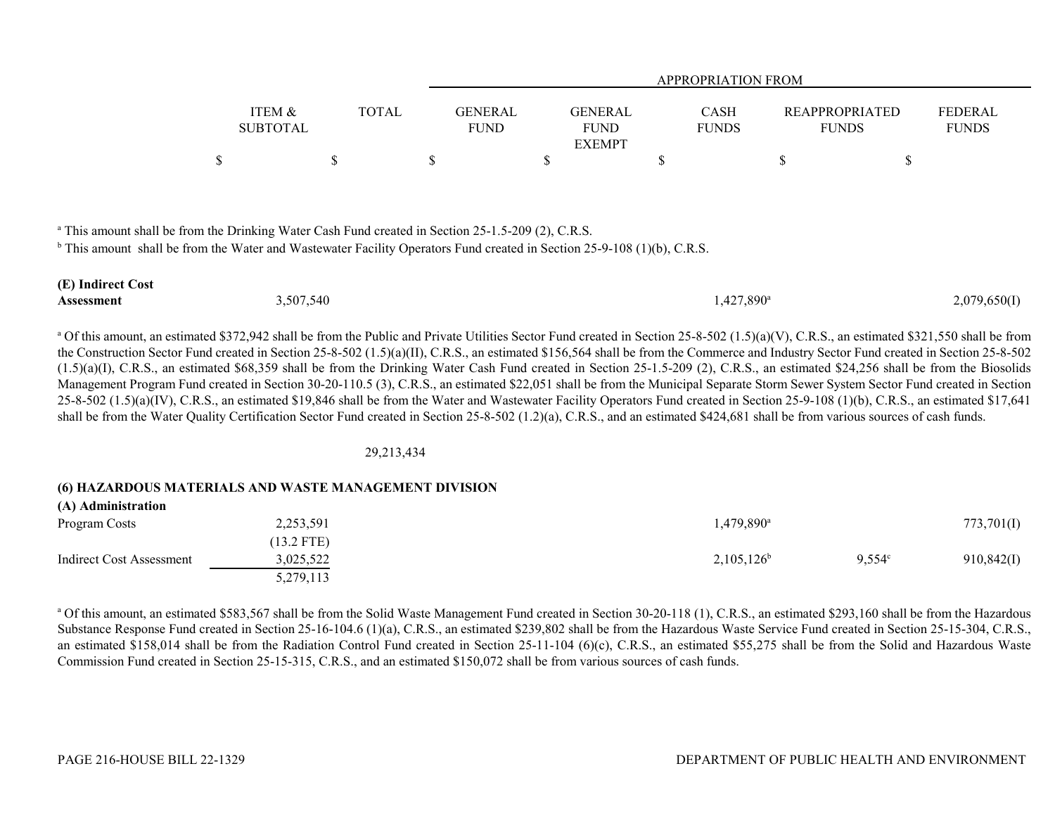| | ITEM & SUBTOTAL | TOTAL | GENERAL FUND | GENERAL FUND EXEMPT | CASH FUNDS | REAPPROPRIATED FUNDS | FEDERAL FUNDS |
|---|---|---|---|---|---|---|---|
| | | | APPROPRIATION FROM | | | | |
| | $ | $ | $ | $ | $ | $ | $ |

[a] This amount shall be from the Drinking Water Cash Fund created in Section 25-1.5-209 (2), C.R.S.

[b] This amount shall be from the Water and Wastewater Facility Operators Fund created in Section 25-9-108 (1)(b), C.R.S.

| | ITEM & SUBTOTAL | TOTAL | GENERAL FUND | GENERAL FUND EXEMPT | CASH FUNDS | REAPPROPRIATED FUNDS | FEDERAL FUNDS |
|---|---|---|---|---|---|---|---|
| **(E) Indirect Cost Assessment** | 3,507,540 | | | | 1,427,890[a] | | 2,079,650(I) |

[a] Of this amount, an estimated $372,942 shall be from the Public and Private Utilities Sector Fund created in Section 25-8-502 (1.5)(a)(V), C.R.S., an estimated $321,550 shall be from the Construction Sector Fund created in Section 25-8-502 (1.5)(a)(II), C.R.S., an estimated $156,564 shall be from the Commerce and Industry Sector Fund created in Section 25-8-502 (1.5)(a)(I), C.R.S., an estimated $68,359 shall be from the Drinking Water Cash Fund created in Section 25-1.5-209 (2), C.R.S., an estimated $24,256 shall be from the Biosolids Management Program Fund created in Section 30-20-110.5 (3), C.R.S., an estimated $22,051 shall be from the Municipal Separate Storm Sewer System Sector Fund created in Section 25-8-502 (1.5)(a)(IV), C.R.S., an estimated $19,846 shall be from the Water and Wastewater Facility Operators Fund created in Section 25-9-108 (1)(b), C.R.S., an estimated $17,641 shall be from the Water Quality Certification Sector Fund created in Section 25-8-502 (1.2)(a), C.R.S., and an estimated $424,681 shall be from various sources of cash funds.

| | ITEM & SUBTOTAL | TOTAL | GENERAL FUND | GENERAL FUND EXEMPT | CASH FUNDS | REAPPROPRIATED FUNDS | FEDERAL FUNDS |
|---|---|---|---|---|---|---|---|
| | | 29,213,434 | | | | | |

## (6) HAZARDOUS MATERIALS AND WASTE MANAGEMENT DIVISION

| | ITEM & SUBTOTAL | TOTAL | GENERAL FUND | GENERAL FUND EXEMPT | CASH FUNDS | REAPPROPRIATED FUNDS | FEDERAL FUNDS |
|---|---|---|---|---|---|---|---|
| **(A) Administration** | | | | | | | |
| Program Costs | 2,253,591 | | | | 1,479,890[a] | | 773,701(I) |
| | (13.2 FTE) | | | | | | |
| Indirect Cost Assessment | 3,025,522 | | | | 2,105,126[b] | 9,554[c] | 910,842(I) |
| | 5,279,113 | | | | | | |

[a] Of this amount, an estimated $583,567 shall be from the Solid Waste Management Fund created in Section 30-20-118 (1), C.R.S., an estimated $293,160 shall be from the Hazardous Substance Response Fund created in Section 25-16-104.6 (1)(a), C.R.S., an estimated $239,802 shall be from the Hazardous Waste Service Fund created in Section 25-15-304, C.R.S., an estimated $158,014 shall be from the Radiation Control Fund created in Section 25-11-104 (6)(c), C.R.S., an estimated $55,275 shall be from the Solid and Hazardous Waste Commission Fund created in Section 25-15-315, C.R.S., and an estimated $150,072 shall be from various sources of cash funds.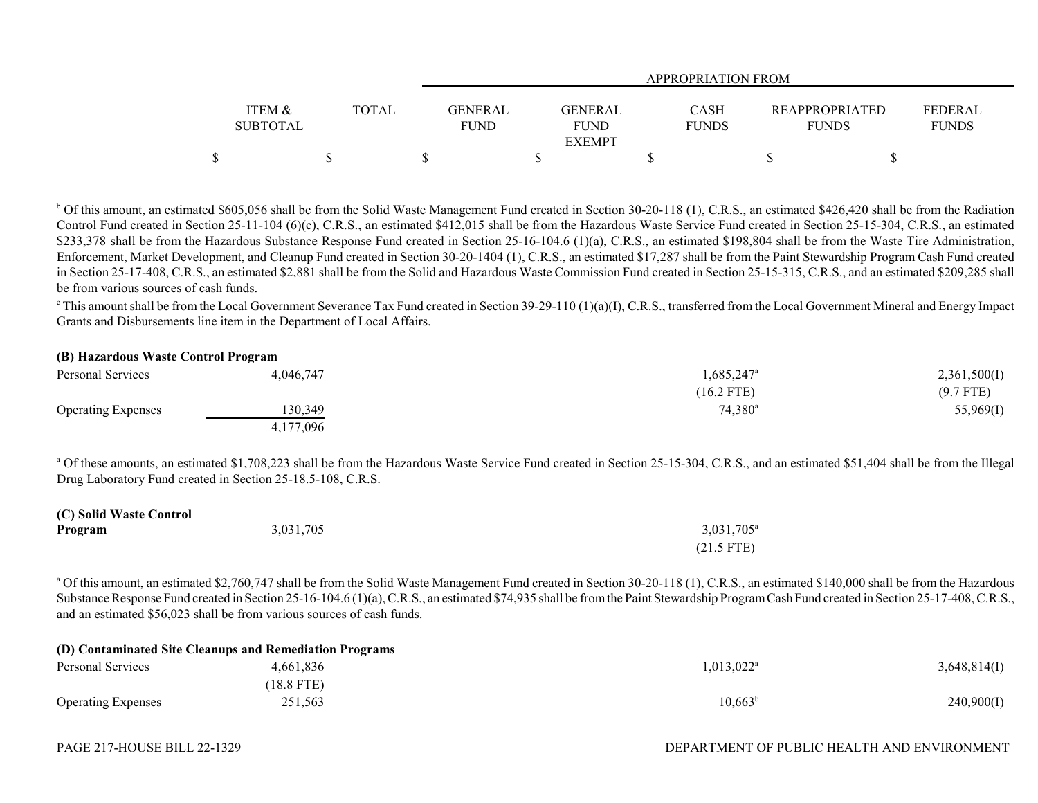| | ITEM & SUBTOTAL | TOTAL | GENERAL FUND | GENERAL FUND EXEMPT | CASH FUNDS | REAPPROPRIATED FUNDS | FEDERAL FUNDS |
|---|---|---|---|---|---|---|---|
| | $ | $ | $ | $ | $ | $ | $ |

[b] Of this amount, an estimated $605,056 shall be from the Solid Waste Management Fund created in Section 30-20-118 (1), C.R.S., an estimated $426,420 shall be from the Radiation Control Fund created in Section 25-11-104 (6)(c), C.R.S., an estimated $412,015 shall be from the Hazardous Waste Service Fund created in Section 25-15-304, C.R.S., an estimated $233,378 shall be from the Hazardous Substance Response Fund created in Section 25-16-104.6 (1)(a), C.R.S., an estimated $198,804 shall be from the Waste Tire Administration, Enforcement, Market Development, and Cleanup Fund created in Section 30-20-1404 (1), C.R.S., an estimated $17,287 shall be from the Paint Stewardship Program Cash Fund created in Section 25-17-408, C.R.S., an estimated $2,881 shall be from the Solid and Hazardous Waste Commission Fund created in Section 25-15-315, C.R.S., and an estimated $209,285 shall be from various sources of cash funds.

[c] This amount shall be from the Local Government Severance Tax Fund created in Section 39-29-110 (1)(a)(I), C.R.S., transferred from the Local Government Mineral and Energy Impact Grants and Disbursements line item in the Department of Local Affairs.

**(B) Hazardous Waste Control Program**

| | ITEM & SUBTOTAL | TOTAL | GENERAL FUND | GENERAL FUND EXEMPT | CASH FUNDS | REAPPROPRIATED FUNDS | FEDERAL FUNDS |
|---|---|---|---|---|---|---|---|
| Personal Services | 4,046,747 | | | | 1,685,247[a] | | 2,361,500(I) |
| | | | | | (16.2 FTE) | | (9.7 FTE) |
| Operating Expenses | 130,349 | | | | 74,380[a] | | 55,969(I) |
| | 4,177,096 | | | | | | |

[a] Of these amounts, an estimated $1,708,223 shall be from the Hazardous Waste Service Fund created in Section 25-15-304, C.R.S., and an estimated $51,404 shall be from the Illegal Drug Laboratory Fund created in Section 25-18.5-108, C.R.S.

| | ITEM & SUBTOTAL | TOTAL | GENERAL FUND | GENERAL FUND EXEMPT | CASH FUNDS | REAPPROPRIATED FUNDS | FEDERAL FUNDS |
|---|---|---|---|---|---|---|---|
| **(C) Solid Waste Control Program** | 3,031,705 | | | | 3,031,705[a] | | |
| | | | | | (21.5 FTE) | | |

[a] Of this amount, an estimated $2,760,747 shall be from the Solid Waste Management Fund created in Section 30-20-118 (1), C.R.S., an estimated $140,000 shall be from the Hazardous Substance Response Fund created in Section 25-16-104.6 (1)(a), C.R.S., an estimated $74,935 shall be from the Paint Stewardship Program Cash Fund created in Section 25-17-408, C.R.S., and an estimated $56,023 shall be from various sources of cash funds.

**(D) Contaminated Site Cleanups and Remediation Programs**

| | ITEM & SUBTOTAL | TOTAL | GENERAL FUND | GENERAL FUND EXEMPT | CASH FUNDS | REAPPROPRIATED FUNDS | FEDERAL FUNDS |
|---|---|---|---|---|---|---|---|
| Personal Services | 4,661,836 | | | | 1,013,022[a] | | 3,648,814(I) |
| | (18.8 FTE) | | | | | | |
| Operating Expenses | 251,563 | | | | 10,663[b] | | 240,900(I) |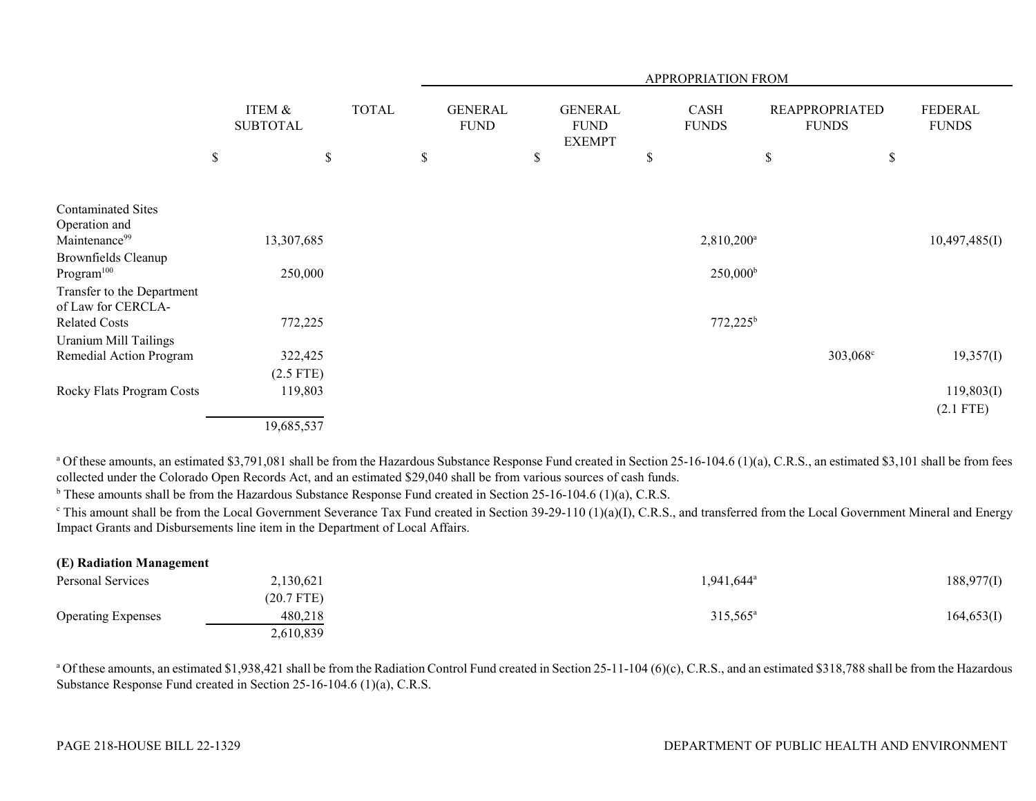| | ITEM & SUBTOTAL | TOTAL | APPROPRIATION FROM GENERAL FUND | GENERAL FUND EXEMPT | CASH FUNDS | REAPPROPRIATED FUNDS | FEDERAL FUNDS |
|---|---|---|---|---|---|---|---|
| | $ | $ | $ | $ | $ | $ | $ |
| Contaminated Sites Operation and Maintenance[99] | 13,307,685 | | | | 2,810,200[a] | | 10,497,485(I) |
| Brownfields Cleanup Program[100] | 250,000 | | | | 250,000[b] | | |
| Transfer to the Department of Law for CERCLA-Related Costs | 772,225 | | | | 772,225[b] | | |
| Uranium Mill Tailings Remedial Action Program | 322,425 (2.5 FTE) | | | | | 303,068[c] | 19,357(I) |
| Rocky Flats Program Costs | 119,803 | | | | | | 119,803(I) (2.1 FTE) |
| | 19,685,537 | | | | | | |

[a] Of these amounts, an estimated $3,791,081 shall be from the Hazardous Substance Response Fund created in Section 25-16-104.6 (1)(a), C.R.S., an estimated $3,101 shall be from fees collected under the Colorado Open Records Act, and an estimated $29,040 shall be from various sources of cash funds.

[b] These amounts shall be from the Hazardous Substance Response Fund created in Section 25-16-104.6 (1)(a), C.R.S.

[c] This amount shall be from the Local Government Severance Tax Fund created in Section 39-29-110 (1)(a)(I), C.R.S., and transferred from the Local Government Mineral and Energy Impact Grants and Disbursements line item in the Department of Local Affairs.

**(E) Radiation Management**

| | ITEM & SUBTOTAL | TOTAL | GENERAL FUND | GENERAL FUND EXEMPT | CASH FUNDS | REAPPROPRIATED FUNDS | FEDERAL FUNDS |
|---|---|---|---|---|---|---|---|
| Personal Services | 2,130,621 (20.7 FTE) | | | | 1,941,644[a] | | 188,977(I) |
| Operating Expenses | 480,218 | | | | 315,565[a] | | 164,653(I) |
| | 2,610,839 | | | | | | |

[a] Of these amounts, an estimated $1,938,421 shall be from the Radiation Control Fund created in Section 25-11-104 (6)(c), C.R.S., and an estimated $318,788 shall be from the Hazardous Substance Response Fund created in Section 25-16-104.6 (1)(a), C.R.S.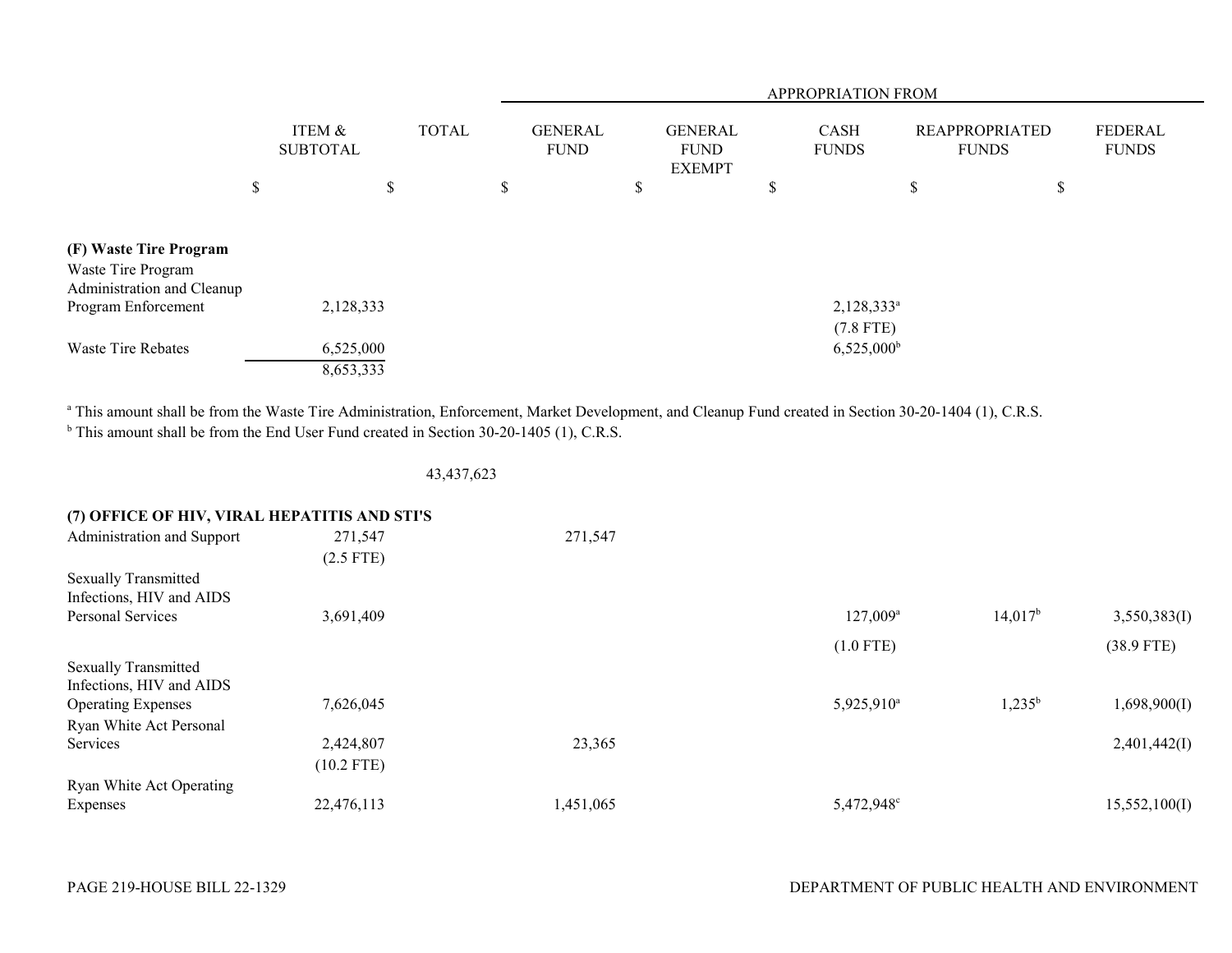| | ITEM & SUBTOTAL | TOTAL | APPROPRIATION FROM GENERAL FUND | GENERAL FUND EXEMPT | CASH FUNDS | REAPPROPRIATED FUNDS | FEDERAL FUNDS |
|---|---|---|---|---|---|---|---|
| | $ | $ | $ | $ | $ | $ | $ |
| **(F) Waste Tire Program** | | | | | | | |
| Waste Tire Program Administration and Cleanup Program Enforcement | 2,128,333 | | | | 2,128,333[a] (7.8 FTE) | | |
| Waste Tire Rebates | 6,525,000 | | | | 6,525,000[b] | | |
| | 8,653,333 | | | | | | |

[a] This amount shall be from the Waste Tire Administration, Enforcement, Market Development, and Cleanup Fund created in Section 30-20-1404 (1), C.R.S.
[b] This amount shall be from the End User Fund created in Section 30-20-1405 (1), C.R.S.

| | ITEM & SUBTOTAL | TOTAL | GENERAL FUND | GENERAL FUND EXEMPT | CASH FUNDS | REAPPROPRIATED FUNDS | FEDERAL FUNDS |
|---|---|---|---|---|---|---|---|
| | | 43,437,623 | | | | | |
| **(7) OFFICE OF HIV, VIRAL HEPATITIS AND STI'S** | | | | | | | |
| Administration and Support | 271,547 (2.5 FTE) | | 271,547 | | | | |
| Sexually Transmitted Infections, HIV and AIDS Personal Services | 3,691,409 | | | | 127,009[a] (1.0 FTE) | 14,017[b] | 3,550,383(I) (38.9 FTE) |
| Sexually Transmitted Infections, HIV and AIDS Operating Expenses | 7,626,045 | | | | 5,925,910[a] | 1,235[b] | 1,698,900(I) |
| Ryan White Act Personal Services | 2,424,807 (10.2 FTE) | | 23,365 | | | | 2,401,442(I) |
| Ryan White Act Operating Expenses | 22,476,113 | | 1,451,065 | | 5,472,948[c] | | 15,552,100(I) |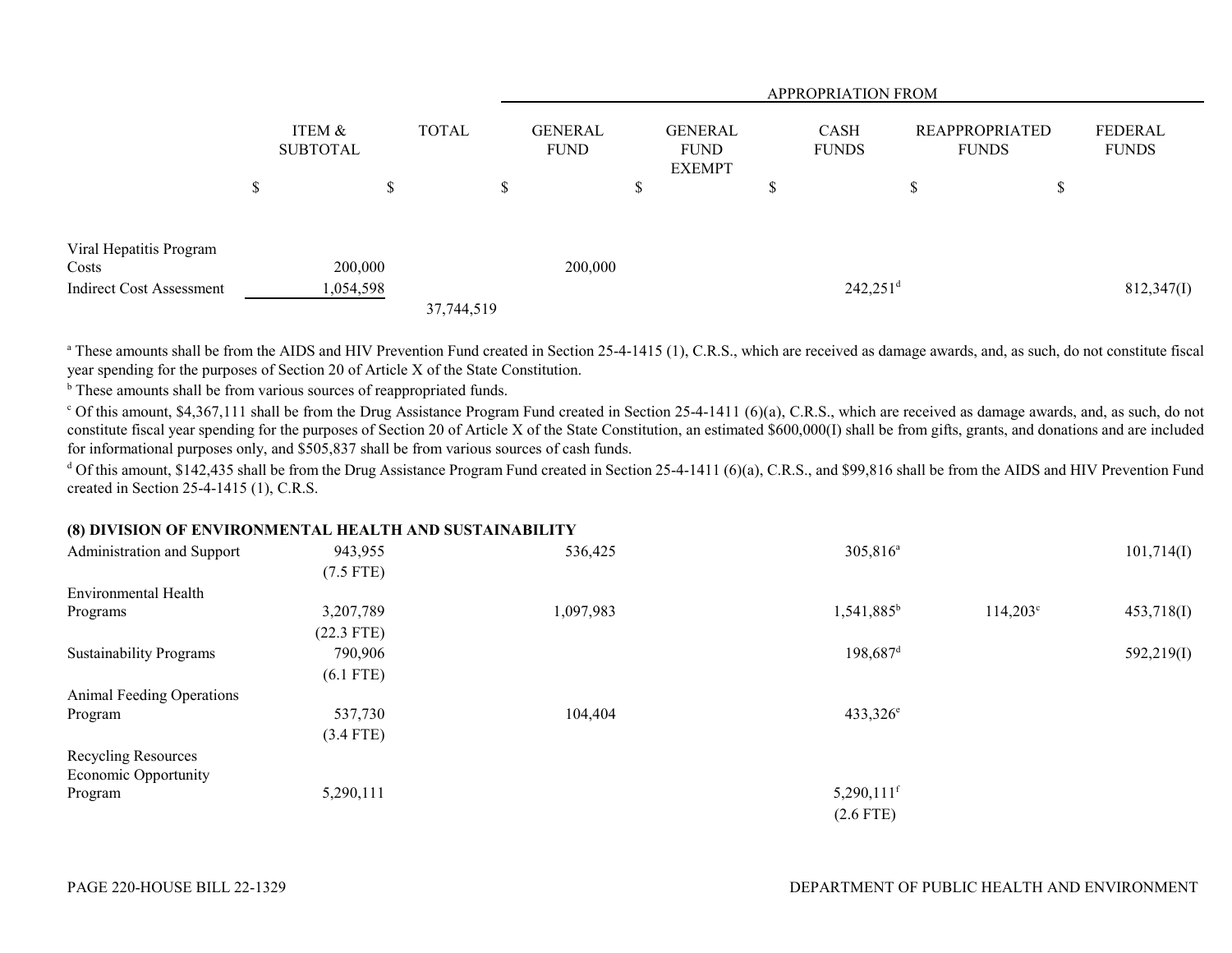| | ITEM & SUBTOTAL | TOTAL | GENERAL FUND | GENERAL FUND EXEMPT | CASH FUNDS | REAPPROPRIATED FUNDS | FEDERAL FUNDS |
|---|---|---|---|---|---|---|---|
| | | | APPROPRIATION FROM | | | | |
| | $ | $ | $ | $ | $ | $ | $ |
| Viral Hepatitis Program Costs | 200,000 | | 200,000 | | | | |
| Indirect Cost Assessment | 1,054,598 | | | | 242,251[d] | | 812,347(I) |
| | | 37,744,519 | | | | | |

[a] These amounts shall be from the AIDS and HIV Prevention Fund created in Section 25-4-1415 (1), C.R.S., which are received as damage awards, and, as such, do not constitute fiscal year spending for the purposes of Section 20 of Article X of the State Constitution.

[b] These amounts shall be from various sources of reappropriated funds.

[c] Of this amount, $4,367,111 shall be from the Drug Assistance Program Fund created in Section 25-4-1411 (6)(a), C.R.S., which are received as damage awards, and, as such, do not constitute fiscal year spending for the purposes of Section 20 of Article X of the State Constitution, an estimated $600,000(I) shall be from gifts, grants, and donations and are included for informational purposes only, and $505,837 shall be from various sources of cash funds.

[d] Of this amount, $142,435 shall be from the Drug Assistance Program Fund created in Section 25-4-1411 (6)(a), C.R.S., and $99,816 shall be from the AIDS and HIV Prevention Fund created in Section 25-4-1415 (1), C.R.S.

**(8) DIVISION OF ENVIRONMENTAL HEALTH AND SUSTAINABILITY**

| | ITEM & SUBTOTAL | TOTAL | GENERAL FUND | GENERAL FUND EXEMPT | CASH FUNDS | REAPPROPRIATED FUNDS | FEDERAL FUNDS |
|---|---|---|---|---|---|---|---|
| Administration and Support | 943,955 | | 536,425 | | 305,816[a] | | 101,714(I) |
| | (7.5 FTE) | | | | | | |
| Environmental Health Programs | 3,207,789 | | 1,097,983 | | 1,541,885[b] | 114,203[c] | 453,718(I) |
| | (22.3 FTE) | | | | | | |
| Sustainability Programs | 790,906 | | | | 198,687[d] | | 592,219(I) |
| | (6.1 FTE) | | | | | | |
| Animal Feeding Operations Program | 537,730 | | 104,404 | | 433,326[e] | | |
| | (3.4 FTE) | | | | | | |
| Recycling Resources Economic Opportunity Program | 5,290,111 | | | | 5,290,111[f] | | |
| | | | | | (2.6 FTE) | | |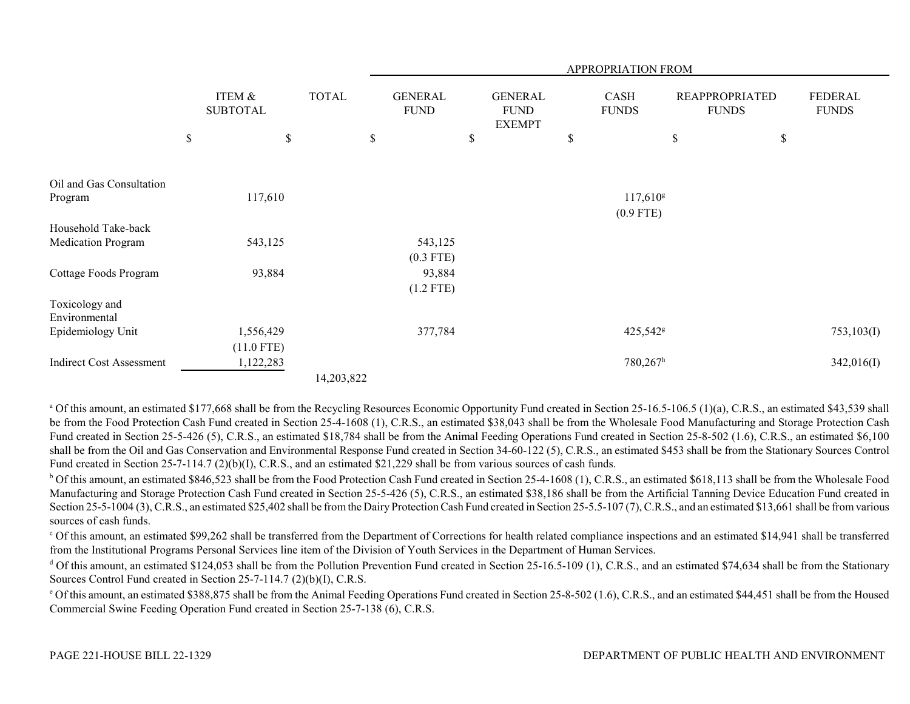| | ITEM & SUBTOTAL | TOTAL | APPROPRIATION FROM | | | | |
|---|---|---|---|---|---|---|---|
| | | | GENERAL FUND | GENERAL FUND EXEMPT | CASH FUNDS | REAPPROPRIATED FUNDS | FEDERAL FUNDS |
| | $ | $ | $ | $ | $ | $ | $ |
| Oil and Gas Consultation Program | 117,610 | | | | 117,610[g] (0.9 FTE) | | |
| Household Take-back Medication Program | 543,125 | | 543,125 (0.3 FTE) | | | | |
| Cottage Foods Program | 93,884 | | 93,884 (1.2 FTE) | | | | |
| Toxicology and Environmental Epidemiology Unit | 1,556,429 (11.0 FTE) | | 377,784 | | 425,542[g] | | 753,103(I) |
| Indirect Cost Assessment | 1,122,283 | | | | 780,267[h] | | 342,016(I) |
| | | 14,203,822 | | | | | |

[a] Of this amount, an estimated $177,668 shall be from the Recycling Resources Economic Opportunity Fund created in Section 25-16.5-106.5 (1)(a), C.R.S., an estimated $43,539 shall be from the Food Protection Cash Fund created in Section 25-4-1608 (1), C.R.S., an estimated $38,043 shall be from the Wholesale Food Manufacturing and Storage Protection Cash Fund created in Section 25-5-426 (5), C.R.S., an estimated $18,784 shall be from the Animal Feeding Operations Fund created in Section 25-8-502 (1.6), C.R.S., an estimated $6,100 shall be from the Oil and Gas Conservation and Environmental Response Fund created in Section 34-60-122 (5), C.R.S., an estimated $453 shall be from the Stationary Sources Control Fund created in Section 25-7-114.7 (2)(b)(I), C.R.S., and an estimated $21,229 shall be from various sources of cash funds.

[b] Of this amount, an estimated $846,523 shall be from the Food Protection Cash Fund created in Section 25-4-1608 (1), C.R.S., an estimated $618,113 shall be from the Wholesale Food Manufacturing and Storage Protection Cash Fund created in Section 25-5-426 (5), C.R.S., an estimated $38,186 shall be from the Artificial Tanning Device Education Fund created in Section 25-5-1004 (3), C.R.S., an estimated $25,402 shall be from the Dairy Protection Cash Fund created in Section 25-5.5-107 (7), C.R.S., and an estimated $13,661 shall be from various sources of cash funds.

[c] Of this amount, an estimated $99,262 shall be transferred from the Department of Corrections for health related compliance inspections and an estimated $14,941 shall be transferred from the Institutional Programs Personal Services line item of the Division of Youth Services in the Department of Human Services.

[d] Of this amount, an estimated $124,053 shall be from the Pollution Prevention Fund created in Section 25-16.5-109 (1), C.R.S., and an estimated $74,634 shall be from the Stationary Sources Control Fund created in Section 25-7-114.7 (2)(b)(I), C.R.S.

[e] Of this amount, an estimated $388,875 shall be from the Animal Feeding Operations Fund created in Section 25-8-502 (1.6), C.R.S., and an estimated $44,451 shall be from the Housed Commercial Swine Feeding Operation Fund created in Section 25-7-138 (6), C.R.S.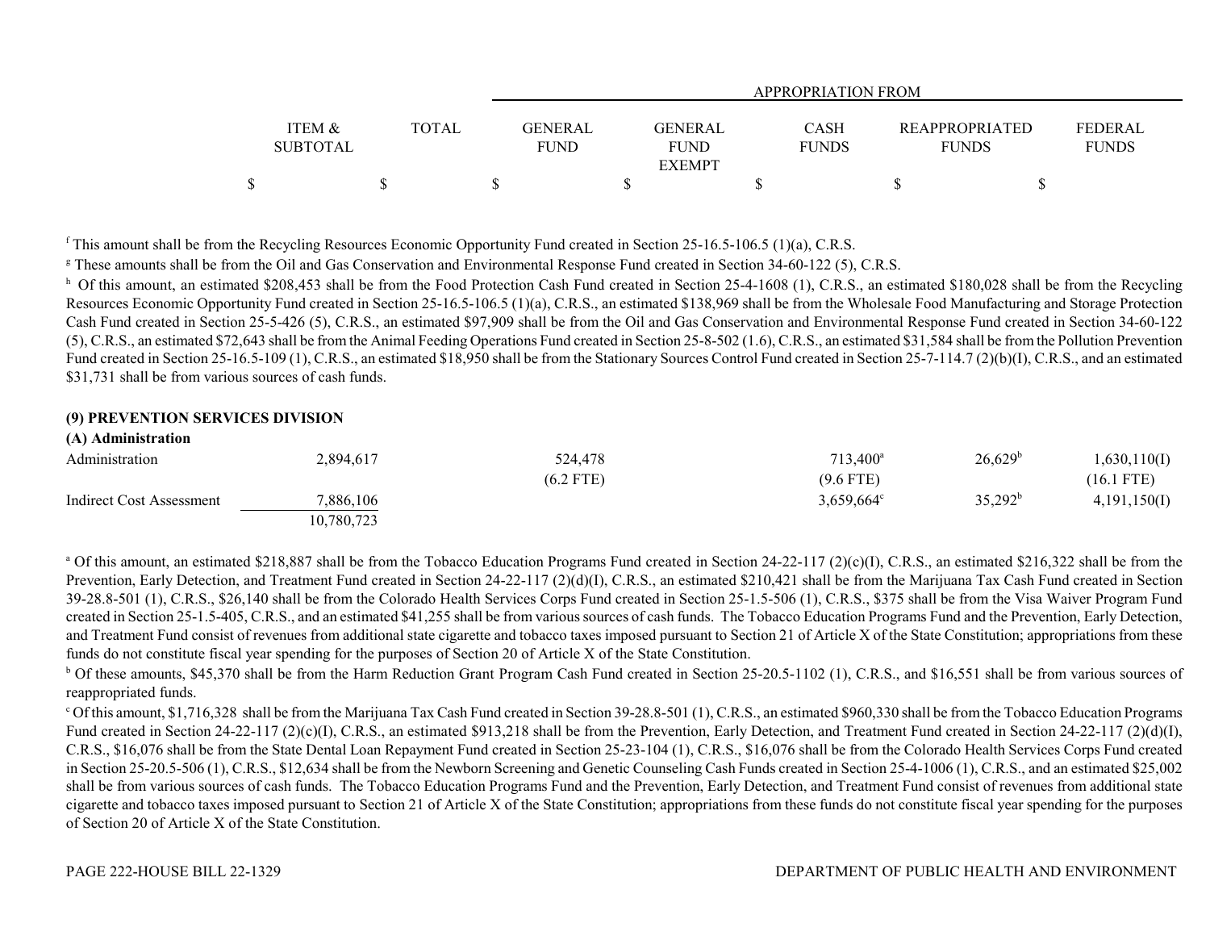| | ITEM & SUBTOTAL | TOTAL | APPROPRIATION FROM | | | | |
|---|---|---|---|---|---|---|---|
| | | | GENERAL FUND | GENERAL FUND EXEMPT | CASH FUNDS | REAPPROPRIATED FUNDS | FEDERAL FUNDS |
| | $ | $ | $ | $ | $ | $ | $ |

[f] This amount shall be from the Recycling Resources Economic Opportunity Fund created in Section 25-16.5-106.5 (1)(a), C.R.S.

[g] These amounts shall be from the Oil and Gas Conservation and Environmental Response Fund created in Section 34-60-122 (5), C.R.S.

[h] Of this amount, an estimated $208,453 shall be from the Food Protection Cash Fund created in Section 25-4-1608 (1), C.R.S., an estimated $180,028 shall be from the Recycling Resources Economic Opportunity Fund created in Section 25-16.5-106.5 (1)(a), C.R.S., an estimated $138,969 shall be from the Wholesale Food Manufacturing and Storage Protection Cash Fund created in Section 25-5-426 (5), C.R.S., an estimated $97,909 shall be from the Oil and Gas Conservation and Environmental Response Fund created in Section 34-60-122 (5), C.R.S., an estimated $72,643 shall be from the Animal Feeding Operations Fund created in Section 25-8-502 (1.6), C.R.S., an estimated $31,584 shall be from the Pollution Prevention Fund created in Section 25-16.5-109 (1), C.R.S., an estimated $18,950 shall be from the Stationary Sources Control Fund created in Section 25-7-114.7 (2)(b)(I), C.R.S., and an estimated $31,731 shall be from various sources of cash funds.

**(9) PREVENTION SERVICES DIVISION**

**(A) Administration**

| | ITEM & SUBTOTAL | TOTAL | GENERAL FUND | GENERAL FUND EXEMPT | CASH FUNDS | REAPPROPRIATED FUNDS | FEDERAL FUNDS |
|---|---|---|---|---|---|---|---|
| Administration | 2,894,617 | | 524,478 | | 713,400[a] | 26,629[b] | 1,630,110(I) |
| | | | (6.2 FTE) | | (9.6 FTE) | | (16.1 FTE) |
| Indirect Cost Assessment | 7,886,106 | | | | 3,659,664[c] | 35,292[b] | 4,191,150(I) |
| | 10,780,723 | | | | | | |

[a] Of this amount, an estimated $218,887 shall be from the Tobacco Education Programs Fund created in Section 24-22-117 (2)(c)(I), C.R.S., an estimated $216,322 shall be from the Prevention, Early Detection, and Treatment Fund created in Section 24-22-117 (2)(d)(I), C.R.S., an estimated $210,421 shall be from the Marijuana Tax Cash Fund created in Section 39-28.8-501 (1), C.R.S., $26,140 shall be from the Colorado Health Services Corps Fund created in Section 25-1.5-506 (1), C.R.S., $375 shall be from the Visa Waiver Program Fund created in Section 25-1.5-405, C.R.S., and an estimated $41,255 shall be from various sources of cash funds. The Tobacco Education Programs Fund and the Prevention, Early Detection, and Treatment Fund consist of revenues from additional state cigarette and tobacco taxes imposed pursuant to Section 21 of Article X of the State Constitution; appropriations from these funds do not constitute fiscal year spending for the purposes of Section 20 of Article X of the State Constitution.

[b] Of these amounts, $45,370 shall be from the Harm Reduction Grant Program Cash Fund created in Section 25-20.5-1102 (1), C.R.S., and $16,551 shall be from various sources of reappropriated funds.

[c] Of this amount, $1,716,328 shall be from the Marijuana Tax Cash Fund created in Section 39-28.8-501 (1), C.R.S., an estimated $960,330 shall be from the Tobacco Education Programs Fund created in Section 24-22-117 (2)(c)(I), C.R.S., an estimated $913,218 shall be from the Prevention, Early Detection, and Treatment Fund created in Section 24-22-117 (2)(d)(I), C.R.S., $16,076 shall be from the State Dental Loan Repayment Fund created in Section 25-23-104 (1), C.R.S., $16,076 shall be from the Colorado Health Services Corps Fund created in Section 25-20.5-506 (1), C.R.S., $12,634 shall be from the Newborn Screening and Genetic Counseling Cash Funds created in Section 25-4-1006 (1), C.R.S., and an estimated $25,002 shall be from various sources of cash funds. The Tobacco Education Programs Fund and the Prevention, Early Detection, and Treatment Fund consist of revenues from additional state cigarette and tobacco taxes imposed pursuant to Section 21 of Article X of the State Constitution; appropriations from these funds do not constitute fiscal year spending for the purposes of Section 20 of Article X of the State Constitution.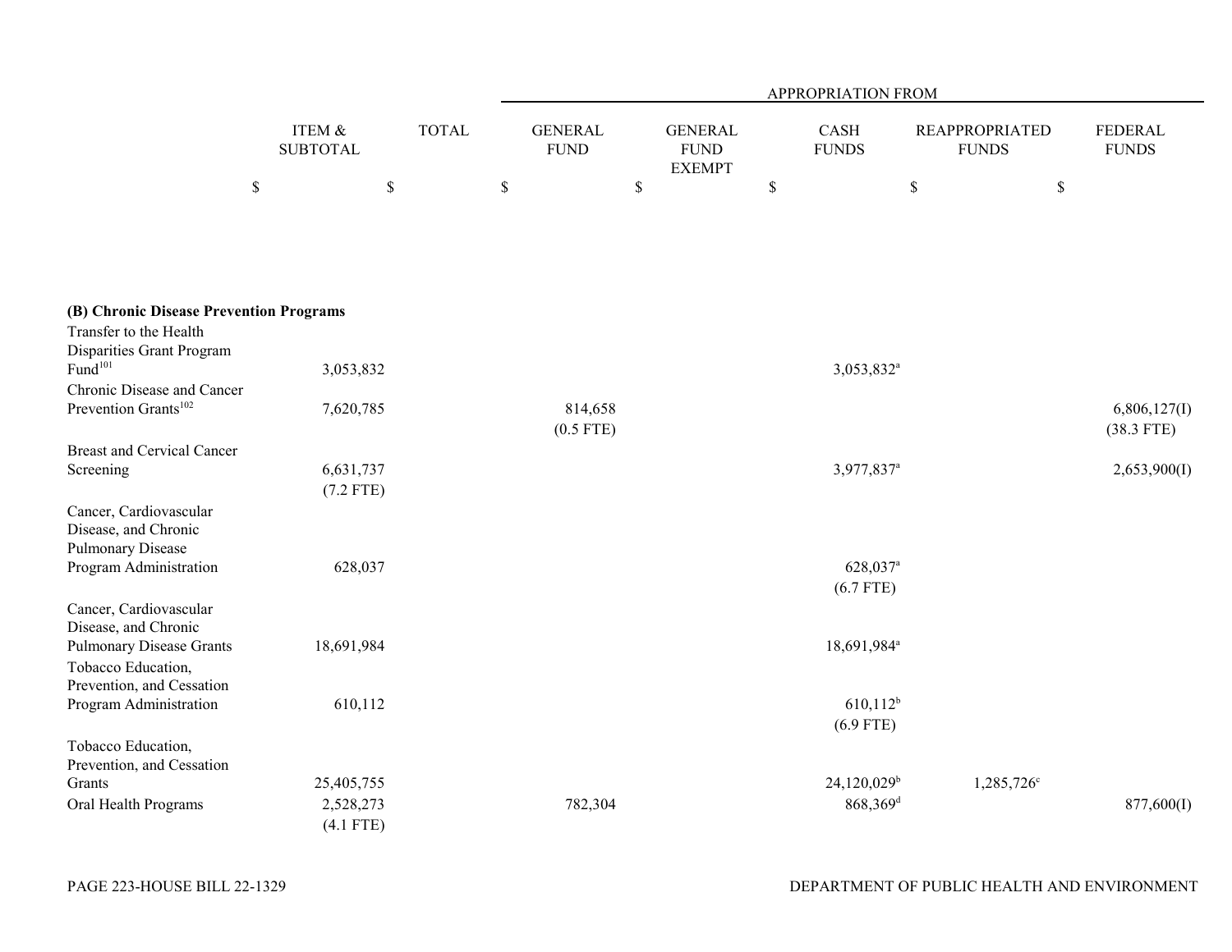| | ITEM & SUBTOTAL | TOTAL | APPROPRIATION FROM | | | | |
|---|---|---|---|---|---|---|---|
| | | | GENERAL FUND | GENERAL FUND EXEMPT | CASH FUNDS | REAPPROPRIATED FUNDS | FEDERAL FUNDS |
| | $ | $ | $ | $ | $ | $ | $ |
| **(B) Chronic Disease Prevention Programs** | | | | | | | |
| Transfer to the Health Disparities Grant Program Fund[101] | 3,053,832 | | | | 3,053,832[a] | | |
| Chronic Disease and Cancer Prevention Grants[102] | 7,620,785 | | 814,658 (0.5 FTE) | | | | 6,806,127(I) (38.3 FTE) |
| Breast and Cervical Cancer Screening | 6,631,737 (7.2 FTE) | | | | 3,977,837[a] | | 2,653,900(I) |
| Cancer, Cardiovascular Disease, and Chronic Pulmonary Disease Program Administration | 628,037 | | | | 628,037[a] (6.7 FTE) | | |
| Cancer, Cardiovascular Disease, and Chronic Pulmonary Disease Grants | 18,691,984 | | | | 18,691,984[a] | | |
| Tobacco Education, Prevention, and Cessation Program Administration | 610,112 | | | | 610,112[b] (6.9 FTE) | | |
| Tobacco Education, Prevention, and Cessation Grants | 25,405,755 | | | | 24,120,029[b] | 1,285,726[c] | |
| Oral Health Programs | 2,528,273 (4.1 FTE) | | 782,304 | | 868,369[d] | | 877,600(I) |

PAGE 223-HOUSE BILL 22-1329

DEPARTMENT OF PUBLIC HEALTH AND ENVIRONMENT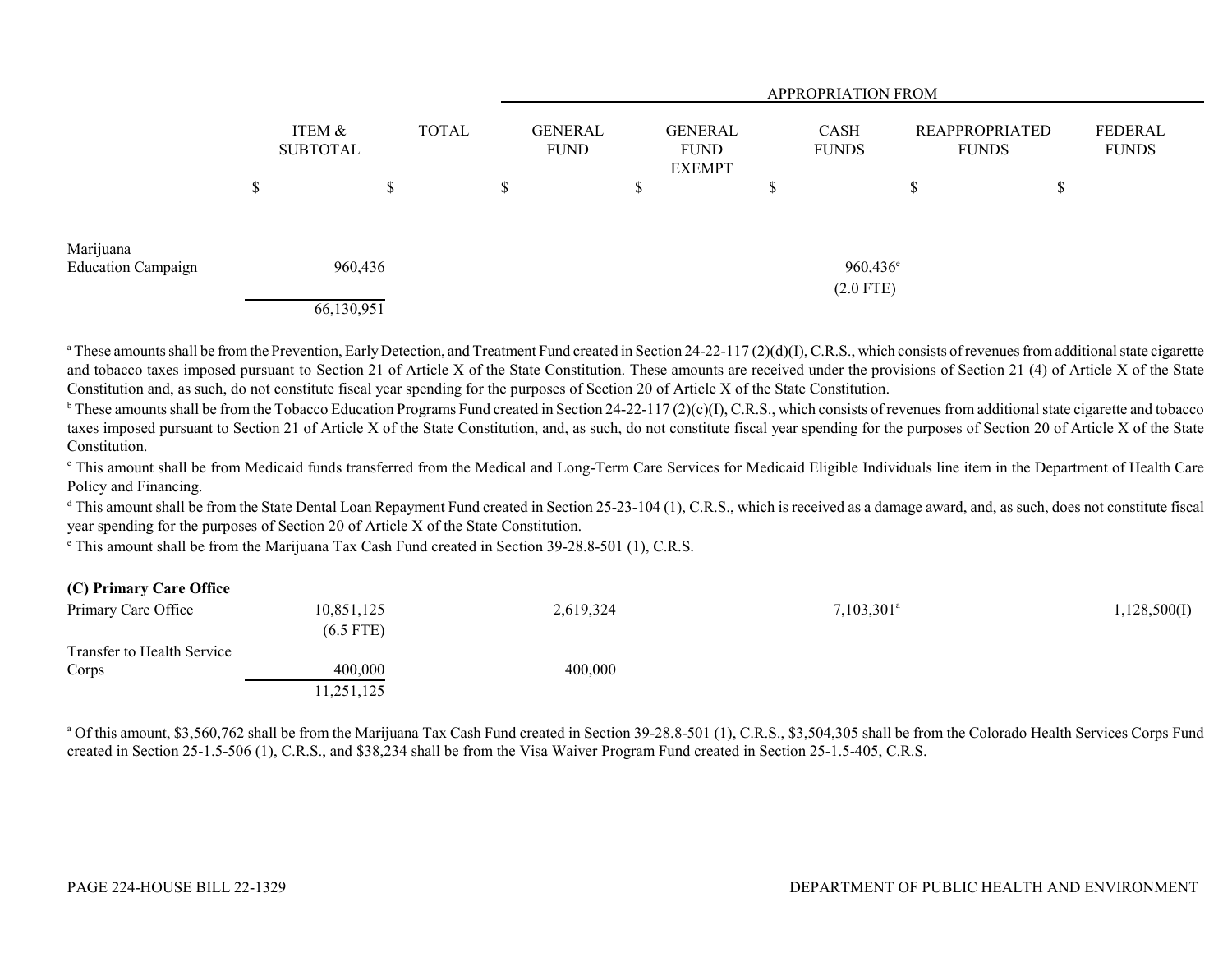| | ITEM & SUBTOTAL | TOTAL | GENERAL FUND | GENERAL FUND EXEMPT | CASH FUNDS | REAPPROPRIATED FUNDS | FEDERAL FUNDS |
|---|---|---|---|---|---|---|---|
| | | | APPROPRIATION FROM | | | | |
| | $ | $ | $ | $ | $ | $ | $ |
| Marijuana Education Campaign | 960,436 | | | | 960,436[e] (2.0 FTE) | | |
| | 66,130,951 | | | | | | |

[a] These amounts shall be from the Prevention, Early Detection, and Treatment Fund created in Section 24-22-117 (2)(d)(I), C.R.S., which consists of revenues from additional state cigarette and tobacco taxes imposed pursuant to Section 21 of Article X of the State Constitution. These amounts are received under the provisions of Section 21 (4) of Article X of the State Constitution and, as such, do not constitute fiscal year spending for the purposes of Section 20 of Article X of the State Constitution.

[b] These amounts shall be from the Tobacco Education Programs Fund created in Section 24-22-117 (2)(c)(I), C.R.S., which consists of revenues from additional state cigarette and tobacco taxes imposed pursuant to Section 21 of Article X of the State Constitution, and, as such, do not constitute fiscal year spending for the purposes of Section 20 of Article X of the State Constitution.

[c] This amount shall be from Medicaid funds transferred from the Medical and Long-Term Care Services for Medicaid Eligible Individuals line item in the Department of Health Care Policy and Financing.

[d] This amount shall be from the State Dental Loan Repayment Fund created in Section 25-23-104 (1), C.R.S., which is received as a damage award, and, as such, does not constitute fiscal year spending for the purposes of Section 20 of Article X of the State Constitution.

[e] This amount shall be from the Marijuana Tax Cash Fund created in Section 39-28.8-501 (1), C.R.S.

| | ITEM & SUBTOTAL | TOTAL | GENERAL FUND | GENERAL FUND EXEMPT | CASH FUNDS | REAPPROPRIATED FUNDS | FEDERAL FUNDS |
|---|---|---|---|---|---|---|---|
| **(C) Primary Care Office** | | | | | | | |
| Primary Care Office | 10,851,125 (6.5 FTE) | | 2,619,324 | | 7,103,301[a] | | 1,128,500(I) |
| Transfer to Health Service Corps | 400,000 | | 400,000 | | | | |
| | 11,251,125 | | | | | | |

[a] Of this amount, $3,560,762 shall be from the Marijuana Tax Cash Fund created in Section 39-28.8-501 (1), C.R.S., $3,504,305 shall be from the Colorado Health Services Corps Fund created in Section 25-1.5-506 (1), C.R.S., and $38,234 shall be from the Visa Waiver Program Fund created in Section 25-1.5-405, C.R.S.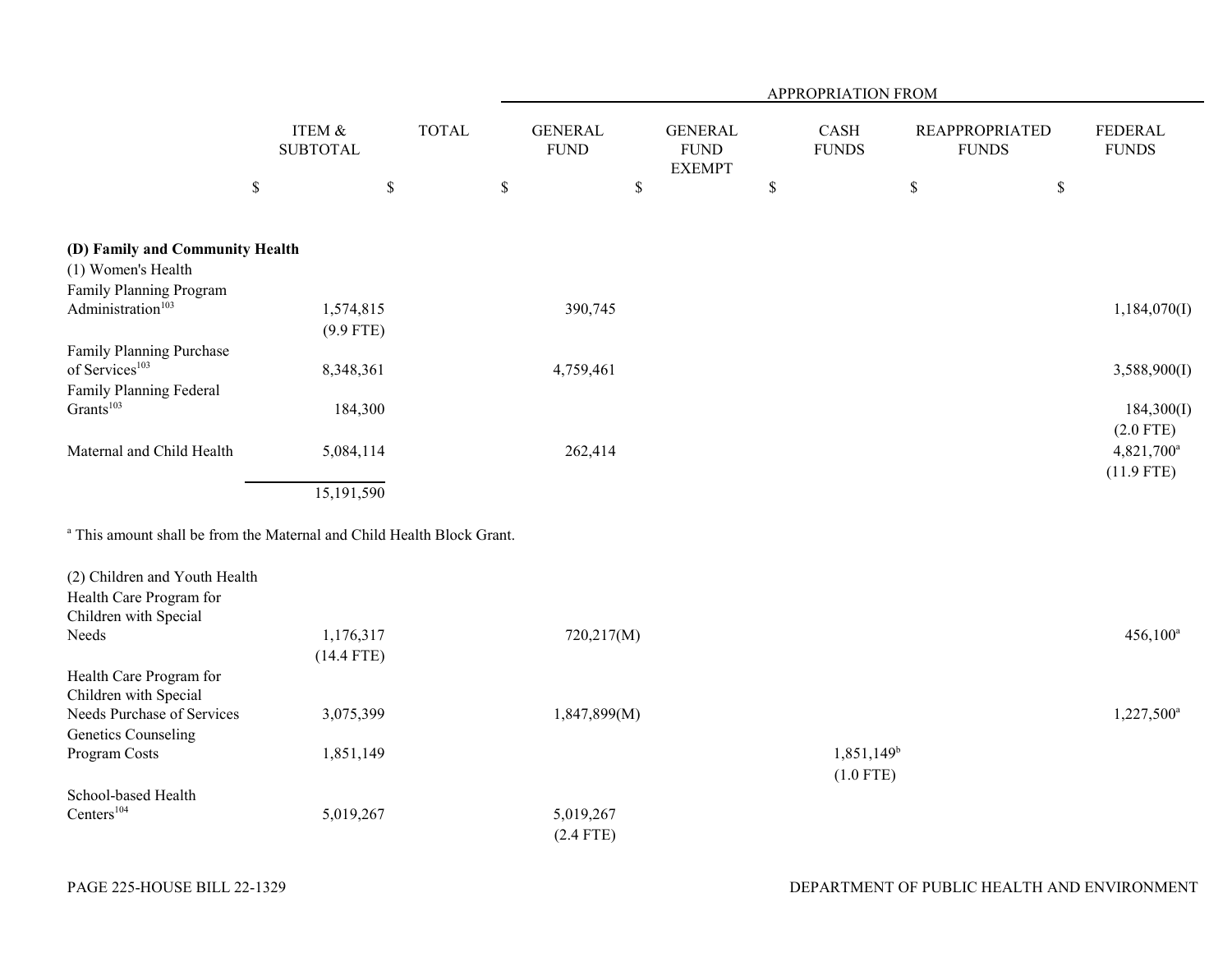| | ITEM & SUBTOTAL | TOTAL | APPROPRIATION FROM | | | | |
|---|---|---|---|---|---|---|---|
| | | | GENERAL FUND | GENERAL FUND EXEMPT | CASH FUNDS | REAPPROPRIATED FUNDS | FEDERAL FUNDS |
| | $ | $ | $ | $ | $ | $ | $ |
| **(D) Family and Community Health** | | | | | | | |
| (1) Women's Health | | | | | | | |
| Family Planning Program Administration[103] | 1,574,815 (9.9 FTE) | | 390,745 | | | | 1,184,070(I) |
| Family Planning Purchase of Services[103] | 8,348,361 | | 4,759,461 | | | | 3,588,900(I) |
| Family Planning Federal Grants[103] | 184,300 | | | | | | 184,300(I) (2.0 FTE) |
| Maternal and Child Health | 5,084,114 | | 262,414 | | | | 4,821,700[a] (11.9 FTE) |
| | 15,191,590 | | | | | | |

[a] This amount shall be from the Maternal and Child Health Block Grant.

| | ITEM & SUBTOTAL | TOTAL | GENERAL FUND | GENERAL FUND EXEMPT | CASH FUNDS | REAPPROPRIATED FUNDS | FEDERAL FUNDS |
|---|---|---|---|---|---|---|---|
| (2) Children and Youth Health | | | | | | | |
| Health Care Program for Children with Special Needs | 1,176,317 (14.4 FTE) | | 720,217(M) | | | | 456,100[a] |
| Health Care Program for Children with Special Needs Purchase of Services | 3,075,399 | | 1,847,899(M) | | | | 1,227,500[a] |
| Genetics Counseling Program Costs | 1,851,149 | | | | 1,851,149[b] (1.0 FTE) | | |
| School-based Health Centers[104] | 5,019,267 | | 5,019,267 (2.4 FTE) | | | | |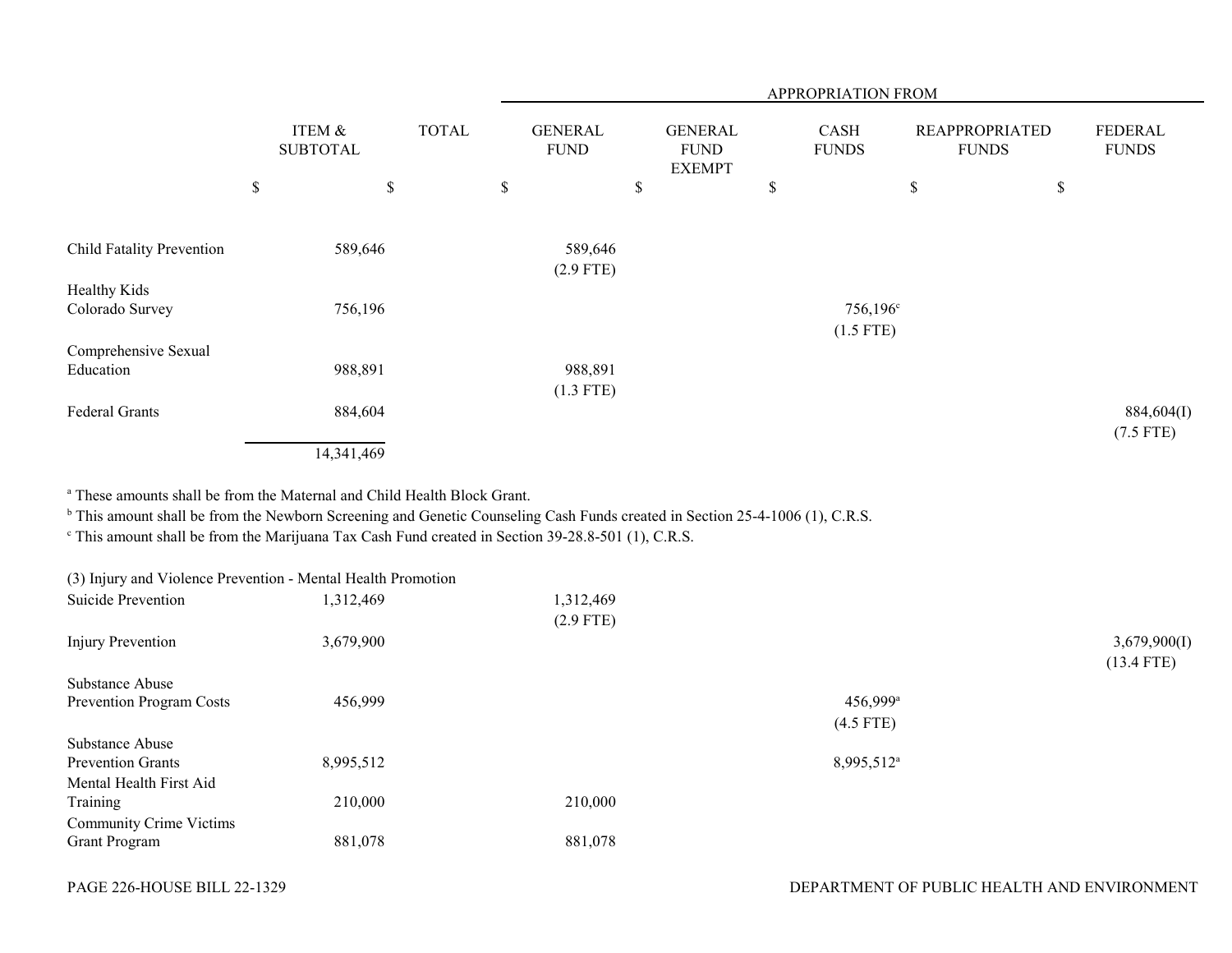| | ITEM & SUBTOTAL | TOTAL | APPROPRIATION FROM GENERAL FUND | GENERAL FUND EXEMPT | CASH FUNDS | REAPPROPRIATED FUNDS | FEDERAL FUNDS |
|---|---|---|---|---|---|---|---|
| | $ | $ | $ | $ | $ | $ | $ |
| Child Fatality Prevention | 589,646 | | 589,646 (2.9 FTE) | | | | |
| Healthy Kids Colorado Survey | 756,196 | | | | 756,196[c] (1.5 FTE) | | |
| Comprehensive Sexual Education | 988,891 | | 988,891 (1.3 FTE) | | | | |
| Federal Grants | 884,604 | | | | | | 884,604(I) (7.5 FTE) |
| | 14,341,469 | | | | | | |

[a] These amounts shall be from the Maternal and Child Health Block Grant.
[b] This amount shall be from the Newborn Screening and Genetic Counseling Cash Funds created in Section 25-4-1006 (1), C.R.S.
[c] This amount shall be from the Marijuana Tax Cash Fund created in Section 39-28.8-501 (1), C.R.S.

| (3) Injury and Violence Prevention - Mental Health Promotion | ITEM & SUBTOTAL | TOTAL | GENERAL FUND | GENERAL FUND EXEMPT | CASH FUNDS | REAPPROPRIATED FUNDS | FEDERAL FUNDS |
|---|---|---|---|---|---|---|---|
| Suicide Prevention | 1,312,469 | | 1,312,469 (2.9 FTE) | | | | |
| Injury Prevention | 3,679,900 | | | | | | 3,679,900(I) (13.4 FTE) |
| Substance Abuse Prevention Program Costs | 456,999 | | | | 456,999[a] (4.5 FTE) | | |
| Substance Abuse Prevention Grants | 8,995,512 | | | | 8,995,512[a] | | |
| Mental Health First Aid Training | 210,000 | | 210,000 | | | | |
| Community Crime Victims Grant Program | 881,078 | | 881,078 | | | | |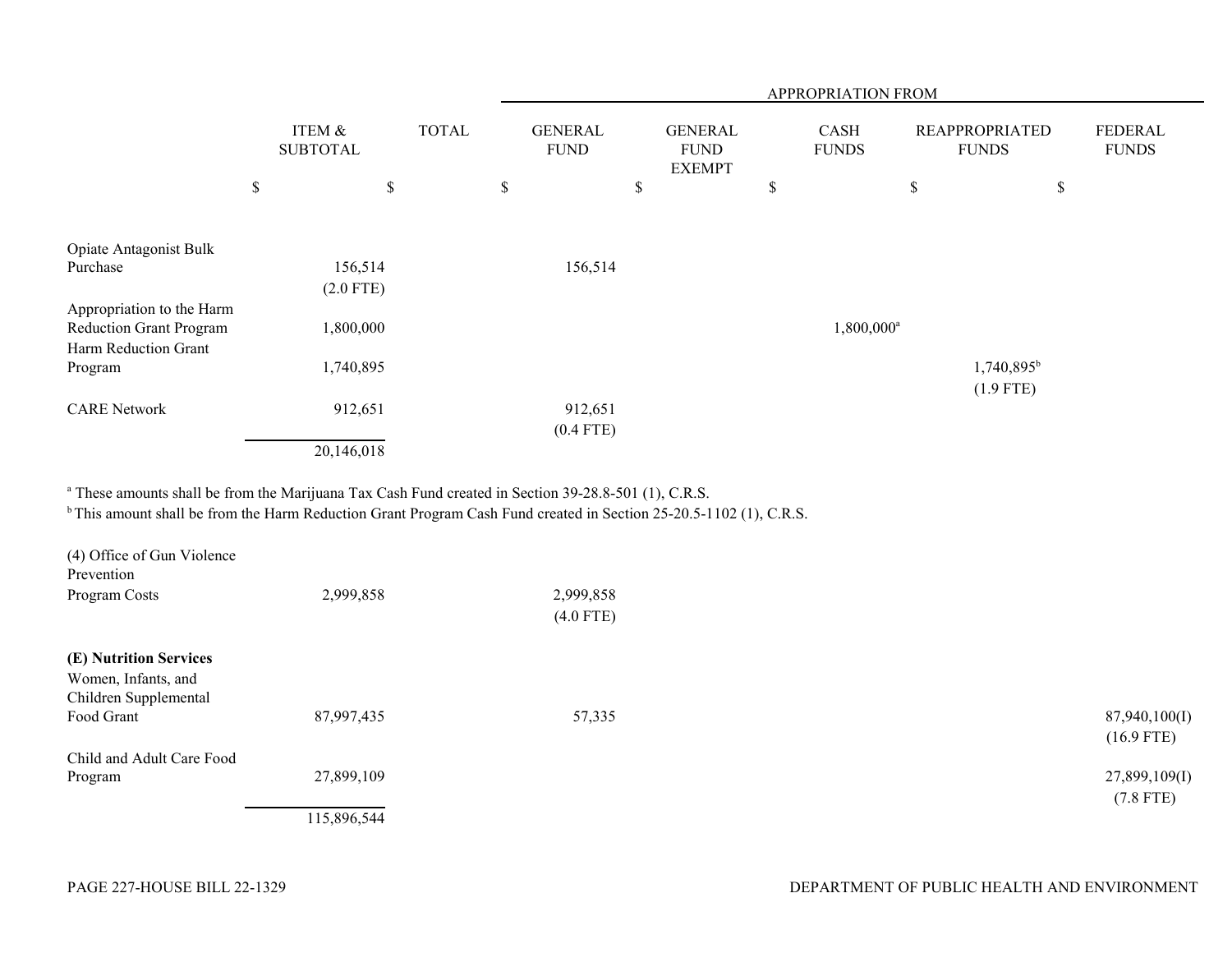| | ITEM & SUBTOTAL | TOTAL | GENERAL FUND | GENERAL FUND EXEMPT | CASH FUNDS | REAPPROPRIATED FUNDS | FEDERAL FUNDS |
|---|---|---|---|---|---|---|---|
| | | | APPROPRIATION FROM | | | | |
| | $ | $ | $ | $ | $ | $ | $ |
| Opiate Antagonist Bulk Purchase | 156,514 (2.0 FTE) | | 156,514 | | | | |
| Appropriation to the Harm Reduction Grant Program | 1,800,000 | | | | 1,800,000[a] | | |
| Harm Reduction Grant Program | 1,740,895 | | | | | 1,740,895[b] (1.9 FTE) | |
| CARE Network | 912,651 | | 912,651 (0.4 FTE) | | | | |
| | 20,146,018 | | | | | | |

[a] These amounts shall be from the Marijuana Tax Cash Fund created in Section 39-28.8-501 (1), C.R.S.
[b] This amount shall be from the Harm Reduction Grant Program Cash Fund created in Section 25-20.5-1102 (1), C.R.S.

| | ITEM & SUBTOTAL | TOTAL | GENERAL FUND | GENERAL FUND EXEMPT | CASH FUNDS | REAPPROPRIATED FUNDS | FEDERAL FUNDS |
|---|---|---|---|---|---|---|---|
| (4) Office of Gun Violence Prevention | | | | | | | |
| Program Costs | 2,999,858 | | 2,999,858 (4.0 FTE) | | | | |
| **(E) Nutrition Services** | | | | | | | |
| Women, Infants, and Children Supplemental Food Grant | 87,997,435 | | 57,335 | | | | 87,940,100(I) (16.9 FTE) |
| Child and Adult Care Food Program | 27,899,109 | | | | | | 27,899,109(I) (7.8 FTE) |
| | 115,896,544 | | | | | | |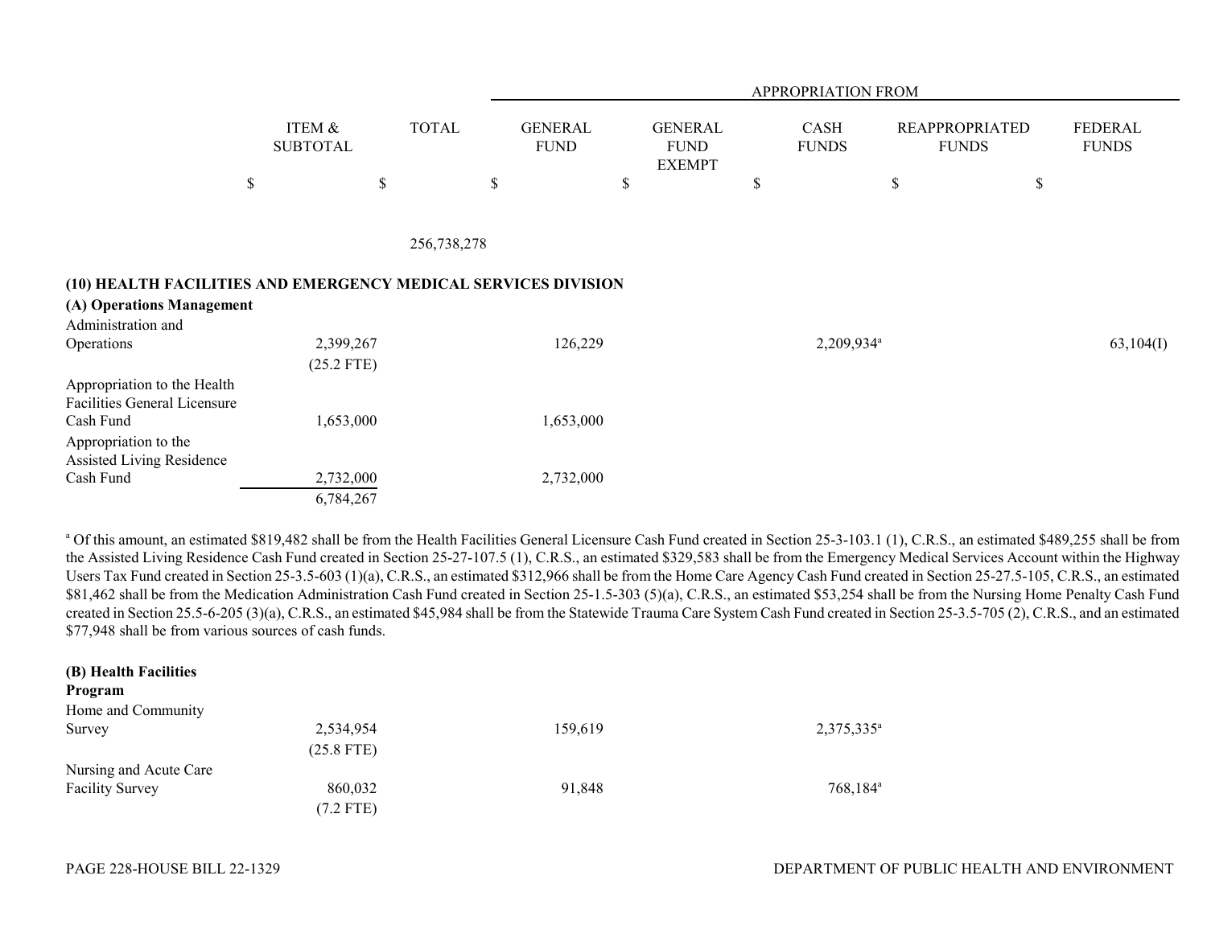| | ITEM & SUBTOTAL | TOTAL | APPROPRIATION FROM GENERAL FUND | GENERAL FUND EXEMPT | CASH FUNDS | REAPPROPRIATED FUNDS | FEDERAL FUNDS |
|---|---|---|---|---|---|---|---|
| | $ | $ | $ | $ | $ | $ | $ |
| | | 256,738,278 | | | | | |

**(10) HEALTH FACILITIES AND EMERGENCY MEDICAL SERVICES DIVISION**

**(A) Operations Management**

| | ITEM & SUBTOTAL | TOTAL | GENERAL FUND | GENERAL FUND EXEMPT | CASH FUNDS | REAPPROPRIATED FUNDS | FEDERAL FUNDS |
|---|---|---|---|---|---|---|---|
| Administration and Operations | 2,399,267 (25.2 FTE) | | 126,229 | | 2,209,934[a] | | 63,104(I) |
| Appropriation to the Health Facilities General Licensure Cash Fund | 1,653,000 | | 1,653,000 | | | | |
| Appropriation to the Assisted Living Residence Cash Fund | 2,732,000 | | 2,732,000 | | | | |
| | 6,784,267 | | | | | | |

[a] Of this amount, an estimated $819,482 shall be from the Health Facilities General Licensure Cash Fund created in Section 25-3-103.1 (1), C.R.S., an estimated $489,255 shall be from the Assisted Living Residence Cash Fund created in Section 25-27-107.5 (1), C.R.S., an estimated $329,583 shall be from the Emergency Medical Services Account within the Highway Users Tax Fund created in Section 25-3.5-603 (1)(a), C.R.S., an estimated $312,966 shall be from the Home Care Agency Cash Fund created in Section 25-27.5-105, C.R.S., an estimated $81,462 shall be from the Medication Administration Cash Fund created in Section 25-1.5-303 (5)(a), C.R.S., an estimated $53,254 shall be from the Nursing Home Penalty Cash Fund created in Section 25.5-6-205 (3)(a), C.R.S., an estimated $45,984 shall be from the Statewide Trauma Care System Cash Fund created in Section 25-3.5-705 (2), C.R.S., and an estimated $77,948 shall be from various sources of cash funds.

**(B) Health Facilities Program**

| | ITEM & SUBTOTAL | TOTAL | GENERAL FUND | GENERAL FUND EXEMPT | CASH FUNDS | REAPPROPRIATED FUNDS | FEDERAL FUNDS |
|---|---|---|---|---|---|---|---|
| Home and Community Survey | 2,534,954 (25.8 FTE) | | 159,619 | | 2,375,335[a] | | |
| Nursing and Acute Care Facility Survey | 860,032 (7.2 FTE) | | 91,848 | | 768,184[a] | | |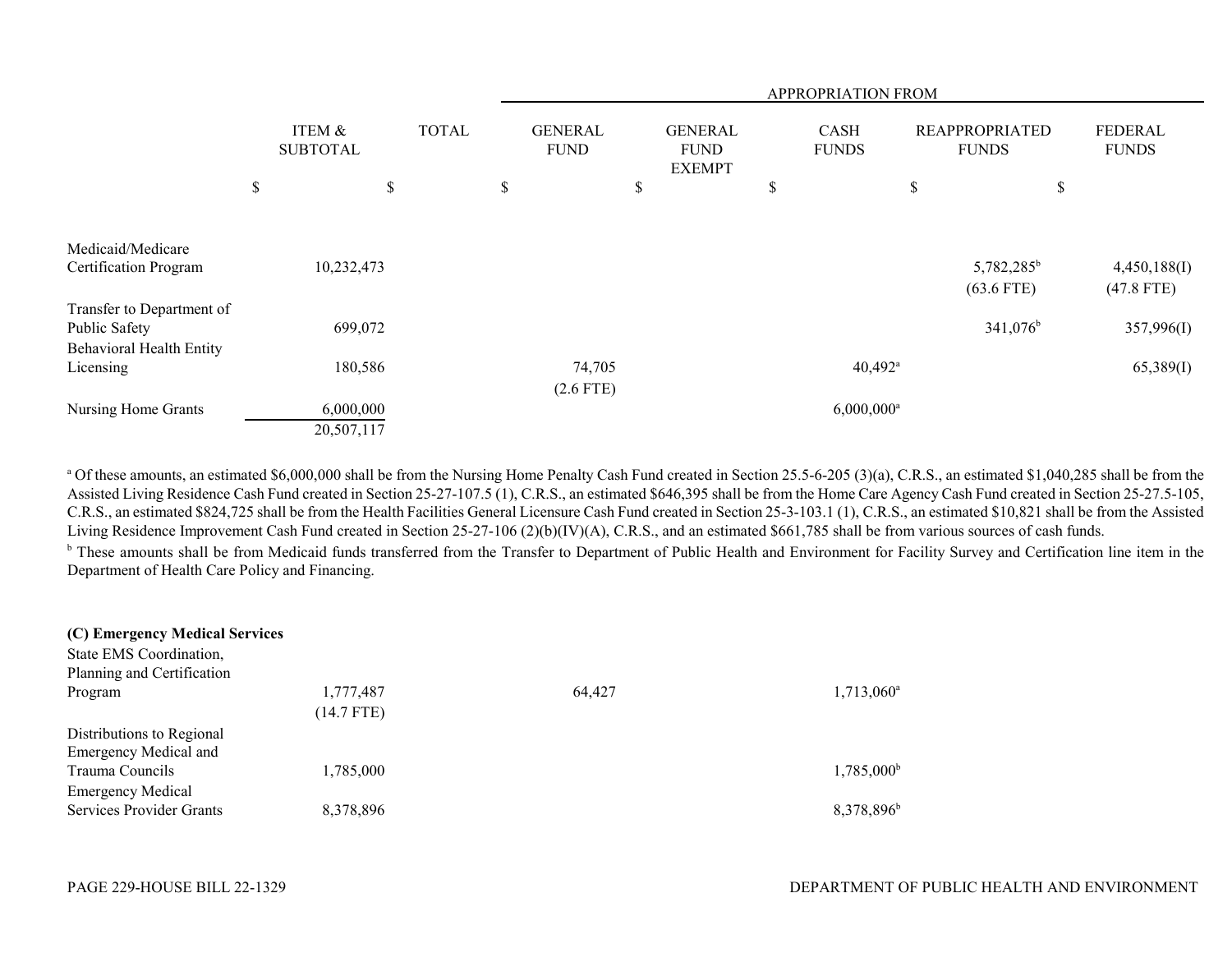| | ITEM & SUBTOTAL | TOTAL | APPROPRIATION FROM GENERAL FUND | GENERAL FUND EXEMPT | CASH FUNDS | REAPPROPRIATED FUNDS | FEDERAL FUNDS |
|---|---|---|---|---|---|---|---|
| | $ | $ | $ | $ | $ | $ | $ |
| Medicaid/Medicare Certification Program | 10,232,473 | | | | | 5,782,285[b] (63.6 FTE) | 4,450,188(I) (47.8 FTE) |
| Transfer to Department of Public Safety | 699,072 | | | | | 341,076[b] | 357,996(I) |
| Behavioral Health Entity Licensing | 180,586 | | 74,705 (2.6 FTE) | | 40,492[a] | | 65,389(I) |
| Nursing Home Grants | 6,000,000 | | | | 6,000,000[a] | | |
| | 20,507,117 | | | | | | |

[a] Of these amounts, an estimated $6,000,000 shall be from the Nursing Home Penalty Cash Fund created in Section 25.5-6-205 (3)(a), C.R.S., an estimated $1,040,285 shall be from the Assisted Living Residence Cash Fund created in Section 25-27-107.5 (1), C.R.S., an estimated $646,395 shall be from the Home Care Agency Cash Fund created in Section 25-27.5-105, C.R.S., an estimated $824,725 shall be from the Health Facilities General Licensure Cash Fund created in Section 25-3-103.1 (1), C.R.S., an estimated $10,821 shall be from the Assisted Living Residence Improvement Cash Fund created in Section 25-27-106 (2)(b)(IV)(A), C.R.S., and an estimated $661,785 shall be from various sources of cash funds.

[b] These amounts shall be from Medicaid funds transferred from the Transfer to Department of Public Health and Environment for Facility Survey and Certification line item in the Department of Health Care Policy and Financing.

**(C) Emergency Medical Services**

| | ITEM & SUBTOTAL | TOTAL | GENERAL FUND | GENERAL FUND EXEMPT | CASH FUNDS | REAPPROPRIATED FUNDS | FEDERAL FUNDS |
|---|---|---|---|---|---|---|---|
| State EMS Coordination, Planning and Certification Program | 1,777,487 (14.7 FTE) | | 64,427 | | 1,713,060[a] | | |
| Distributions to Regional Emergency Medical and Trauma Councils | 1,785,000 | | | | 1,785,000[b] | | |
| Emergency Medical Services Provider Grants | 8,378,896 | | | | 8,378,896[b] | | |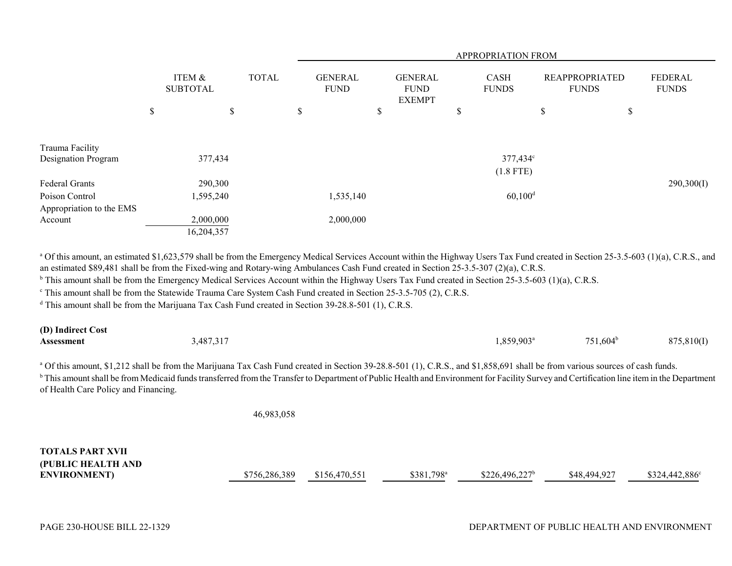| | ITEM & SUBTOTAL | TOTAL | APPROPRIATION FROM GENERAL FUND | GENERAL FUND EXEMPT | CASH FUNDS | REAPPROPRIATED FUNDS | FEDERAL FUNDS |
|---|---|---|---|---|---|---|---|
| | $ | $ | $ | $ | $ | $ | $ |
| Trauma Facility Designation Program | 377,434 | | | | 377,434[c] (1.8 FTE) | | |
| Federal Grants | 290,300 | | | | | | 290,300(I) |
| Poison Control | 1,595,240 | | 1,535,140 | | 60,100[d] | | |
| Appropriation to the EMS Account | 2,000,000 | | 2,000,000 | | | | |
| | 16,204,357 | | | | | | |

[a] Of this amount, an estimated $1,623,579 shall be from the Emergency Medical Services Account within the Highway Users Tax Fund created in Section 25-3.5-603 (1)(a), C.R.S., and an estimated $89,481 shall be from the Fixed-wing and Rotary-wing Ambulances Cash Fund created in Section 25-3.5-307 (2)(a), C.R.S.

[b] This amount shall be from the Emergency Medical Services Account within the Highway Users Tax Fund created in Section 25-3.5-603 (1)(a), C.R.S.

[c] This amount shall be from the Statewide Trauma Care System Cash Fund created in Section 25-3.5-705 (2), C.R.S.

[d] This amount shall be from the Marijuana Tax Cash Fund created in Section 39-28.8-501 (1), C.R.S.

| | ITEM & SUBTOTAL | TOTAL | GENERAL FUND | GENERAL FUND EXEMPT | CASH FUNDS | REAPPROPRIATED FUNDS | FEDERAL FUNDS |
|---|---|---|---|---|---|---|---|
| **(D) Indirect Cost Assessment** | 3,487,317 | | | | 1,859,903[a] | 751,604[b] | 875,810(I) |

[a] Of this amount, $1,212 shall be from the Marijuana Tax Cash Fund created in Section 39-28.8-501 (1), C.R.S., and $1,858,691 shall be from various sources of cash funds.

[b] This amount shall be from Medicaid funds transferred from the Transfer to Department of Public Health and Environment for Facility Survey and Certification line item in the Department of Health Care Policy and Financing.

| | ITEM & SUBTOTAL | TOTAL | GENERAL FUND | GENERAL FUND EXEMPT | CASH FUNDS | REAPPROPRIATED FUNDS | FEDERAL FUNDS |
|---|---|---|---|---|---|---|---|
| | | 46,983,058 | | | | | |
| **TOTALS PART XVII (PUBLIC HEALTH AND ENVIRONMENT)** | | $756,286,389 | $156,470,551 | $381,798[a] | $226,496,227[b] | $48,494,927 | $324,442,886[c] |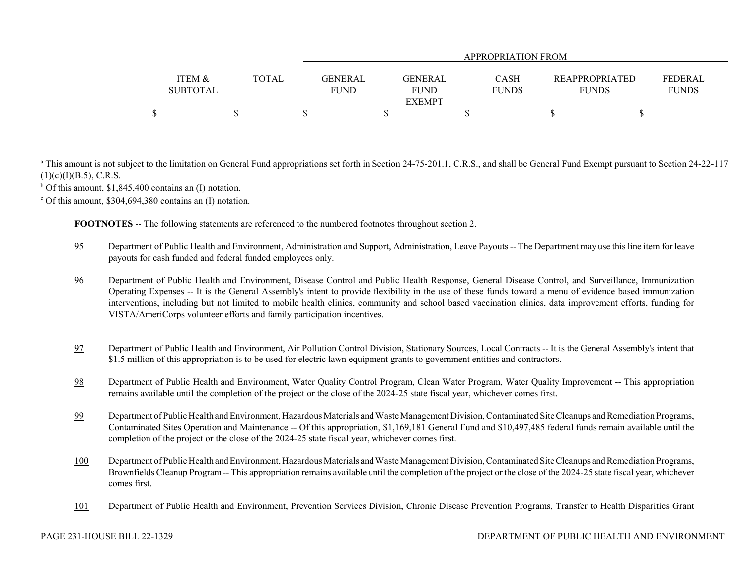| ITEM & SUBTOTAL | TOTAL | GENERAL FUND | GENERAL FUND EXEMPT | CASH FUNDS | REAPPROPRIATED FUNDS | FEDERAL FUNDS |
|---|---|---|---|---|---|---|
| | | APPROPRIATION FROM | | | | |
| $ | $ | $ | $ | $ | $ | $ |

[a] This amount is not subject to the limitation on General Fund appropriations set forth in Section 24-75-201.1, C.R.S., and shall be General Fund Exempt pursuant to Section 24-22-117 (1)(c)(I)(B.5), C.R.S.

[b] Of this amount, $1,845,400 contains an (I) notation.

[c] Of this amount, $304,694,380 contains an (I) notation.

**FOOTNOTES** -- The following statements are referenced to the numbered footnotes throughout section 2.

95 Department of Public Health and Environment, Administration and Support, Administration, Leave Payouts -- The Department may use this line item for leave payouts for cash funded and federal funded employees only.

96 Department of Public Health and Environment, Disease Control and Public Health Response, General Disease Control, and Surveillance, Immunization Operating Expenses -- It is the General Assembly's intent to provide flexibility in the use of these funds toward a menu of evidence based immunization interventions, including but not limited to mobile health clinics, community and school based vaccination clinics, data improvement efforts, funding for VISTA/AmeriCorps volunteer efforts and family participation incentives.

97 Department of Public Health and Environment, Air Pollution Control Division, Stationary Sources, Local Contracts -- It is the General Assembly's intent that $1.5 million of this appropriation is to be used for electric lawn equipment grants to government entities and contractors.

98 Department of Public Health and Environment, Water Quality Control Program, Clean Water Program, Water Quality Improvement -- This appropriation remains available until the completion of the project or the close of the 2024-25 state fiscal year, whichever comes first.

99 Department of Public Health and Environment, Hazardous Materials and Waste Management Division, Contaminated Site Cleanups and Remediation Programs, Contaminated Sites Operation and Maintenance -- Of this appropriation, $1,169,181 General Fund and $10,497,485 federal funds remain available until the completion of the project or the close of the 2024-25 state fiscal year, whichever comes first.

100 Department of Public Health and Environment, Hazardous Materials and Waste Management Division, Contaminated Site Cleanups and Remediation Programs, Brownfields Cleanup Program -- This appropriation remains available until the completion of the project or the close of the 2024-25 state fiscal year, whichever comes first.

101 Department of Public Health and Environment, Prevention Services Division, Chronic Disease Prevention Programs, Transfer to Health Disparities Grant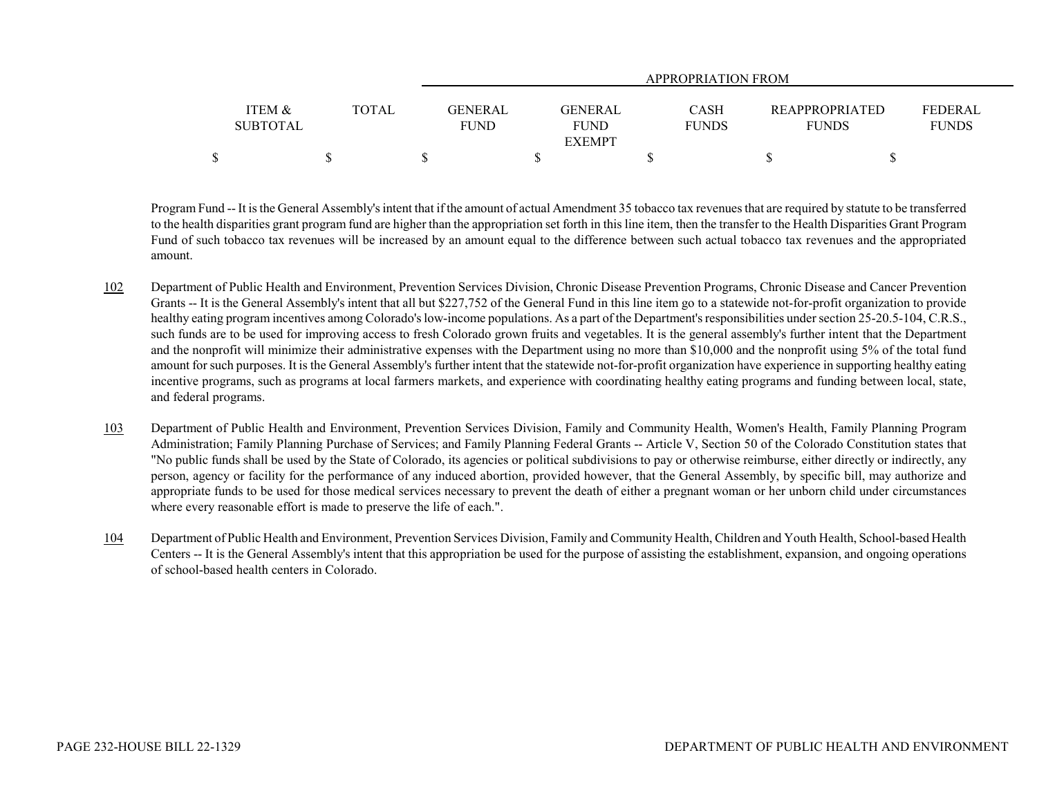| | | APPROPRIATION FROM | | | | |
|---|---|---|---|---|---|---|
| ITEM & SUBTOTAL | TOTAL | GENERAL FUND | GENERAL FUND EXEMPT | CASH FUNDS | REAPPROPRIATED FUNDS | FEDERAL FUNDS |
| $ | $ | $ | $ | $ | $ | $ |

Program Fund -- It is the General Assembly's intent that if the amount of actual Amendment 35 tobacco tax revenues that are required by statute to be transferred to the health disparities grant program fund are higher than the appropriation set forth in this line item, then the transfer to the Health Disparities Grant Program Fund of such tobacco tax revenues will be increased by an amount equal to the difference between such actual tobacco tax revenues and the appropriated amount.

102 Department of Public Health and Environment, Prevention Services Division, Chronic Disease Prevention Programs, Chronic Disease and Cancer Prevention Grants -- It is the General Assembly's intent that all but $227,752 of the General Fund in this line item go to a statewide not-for-profit organization to provide healthy eating program incentives among Colorado's low-income populations. As a part of the Department's responsibilities under section 25-20.5-104, C.R.S., such funds are to be used for improving access to fresh Colorado grown fruits and vegetables. It is the general assembly's further intent that the Department and the nonprofit will minimize their administrative expenses with the Department using no more than $10,000 and the nonprofit using 5% of the total fund amount for such purposes. It is the General Assembly's further intent that the statewide not-for-profit organization have experience in supporting healthy eating incentive programs, such as programs at local farmers markets, and experience with coordinating healthy eating programs and funding between local, state, and federal programs.

103 Department of Public Health and Environment, Prevention Services Division, Family and Community Health, Women's Health, Family Planning Program Administration; Family Planning Purchase of Services; and Family Planning Federal Grants -- Article V, Section 50 of the Colorado Constitution states that "No public funds shall be used by the State of Colorado, its agencies or political subdivisions to pay or otherwise reimburse, either directly or indirectly, any person, agency or facility for the performance of any induced abortion, provided however, that the General Assembly, by specific bill, may authorize and appropriate funds to be used for those medical services necessary to prevent the death of either a pregnant woman or her unborn child under circumstances where every reasonable effort is made to preserve the life of each.".

104 Department of Public Health and Environment, Prevention Services Division, Family and Community Health, Children and Youth Health, School-based Health Centers -- It is the General Assembly's intent that this appropriation be used for the purpose of assisting the establishment, expansion, and ongoing operations of school-based health centers in Colorado.